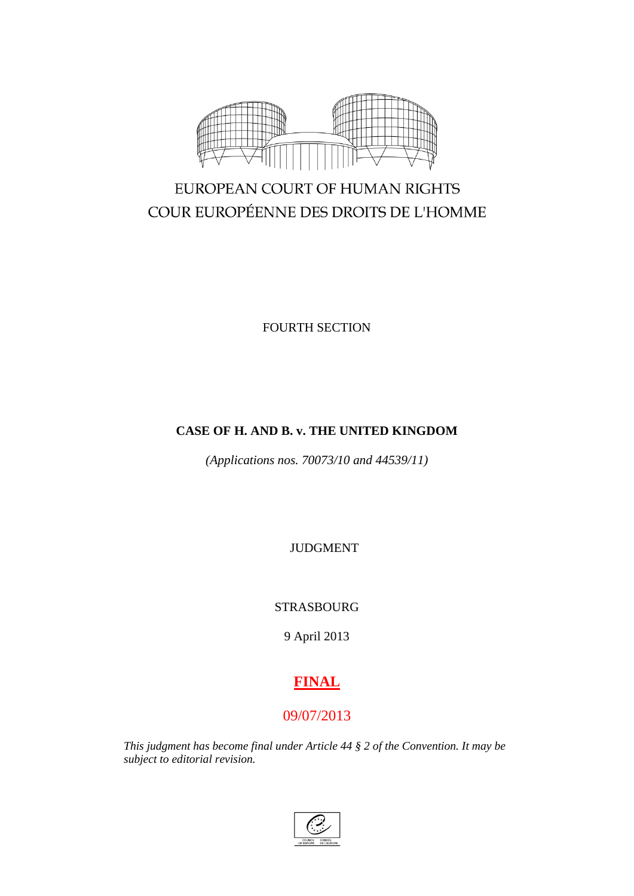EUROPEAN COURT OF HUMAN RIGHTS

COUR EUROPÉENNE DES DROITS DE L'HOMME

FOURTH SECTION

**CASE OF H. AND B. v. THE UNITED KINGDOM**

*(Applications nos. 70073/10 and 44539/11)*

JUDGMENT

STRASBOURG

9 April 2013

**FINAL**

09/07/2013

*This judgment has become final under Article 44 § 2 of the Convention. It may be subject to editorial revision.*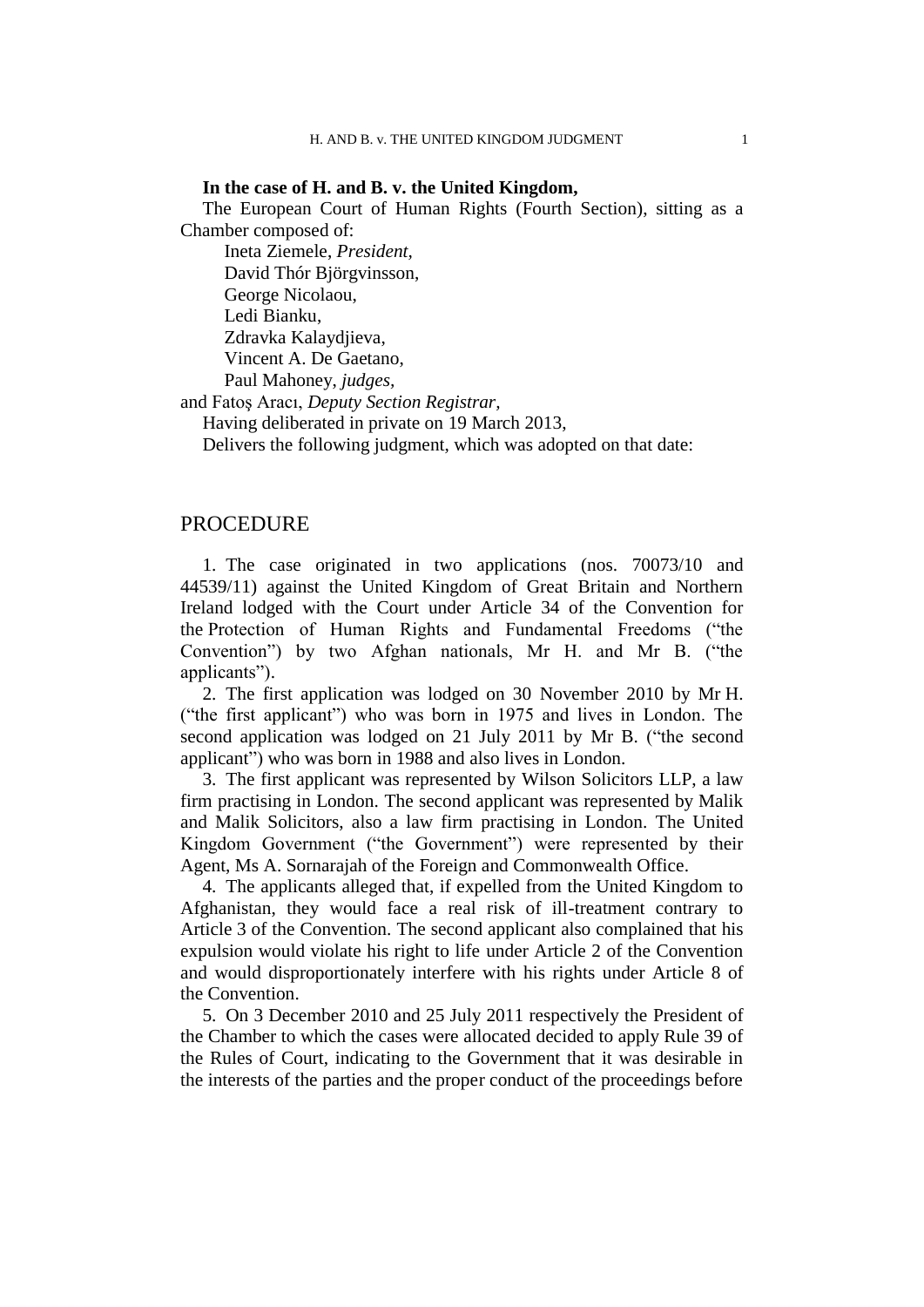**In the case of H. and B. v. the United Kingdom,**

The European Court of Human Rights (Fourth Section), sitting as a Chamber composed of:

Ineta Ziemele, *President,*
David Thór Björgvinsson,
George Nicolaou,
Ledi Bianku,
Zdravka Kalaydjieva,
Vincent A. De Gaetano,
Paul Mahoney, *judges,*
and Fatoş Aracı, *Deputy Section Registrar,*

Having deliberated in private on 19 March 2013,

Delivers the following judgment, which was adopted on that date:

## PROCEDURE

1. The case originated in two applications (nos. 70073/10 and 44539/11) against the United Kingdom of Great Britain and Northern Ireland lodged with the Court under Article 34 of the Convention for the Protection of Human Rights and Fundamental Freedoms ("the Convention") by two Afghan nationals, Mr H. and Mr B. ("the applicants").

2. The first application was lodged on 30 November 2010 by Mr H. ("the first applicant") who was born in 1975 and lives in London. The second application was lodged on 21 July 2011 by Mr B. ("the second applicant") who was born in 1988 and also lives in London.

3. The first applicant was represented by Wilson Solicitors LLP, a law firm practising in London. The second applicant was represented by Malik and Malik Solicitors, also a law firm practising in London. The United Kingdom Government ("the Government") were represented by their Agent, Ms A. Sornarajah of the Foreign and Commonwealth Office.

4. The applicants alleged that, if expelled from the United Kingdom to Afghanistan, they would face a real risk of ill-treatment contrary to Article 3 of the Convention. The second applicant also complained that his expulsion would violate his right to life under Article 2 of the Convention and would disproportionately interfere with his rights under Article 8 of the Convention.

5. On 3 December 2010 and 25 July 2011 respectively the President of the Chamber to which the cases were allocated decided to apply Rule 39 of the Rules of Court, indicating to the Government that it was desirable in the interests of the parties and the proper conduct of the proceedings before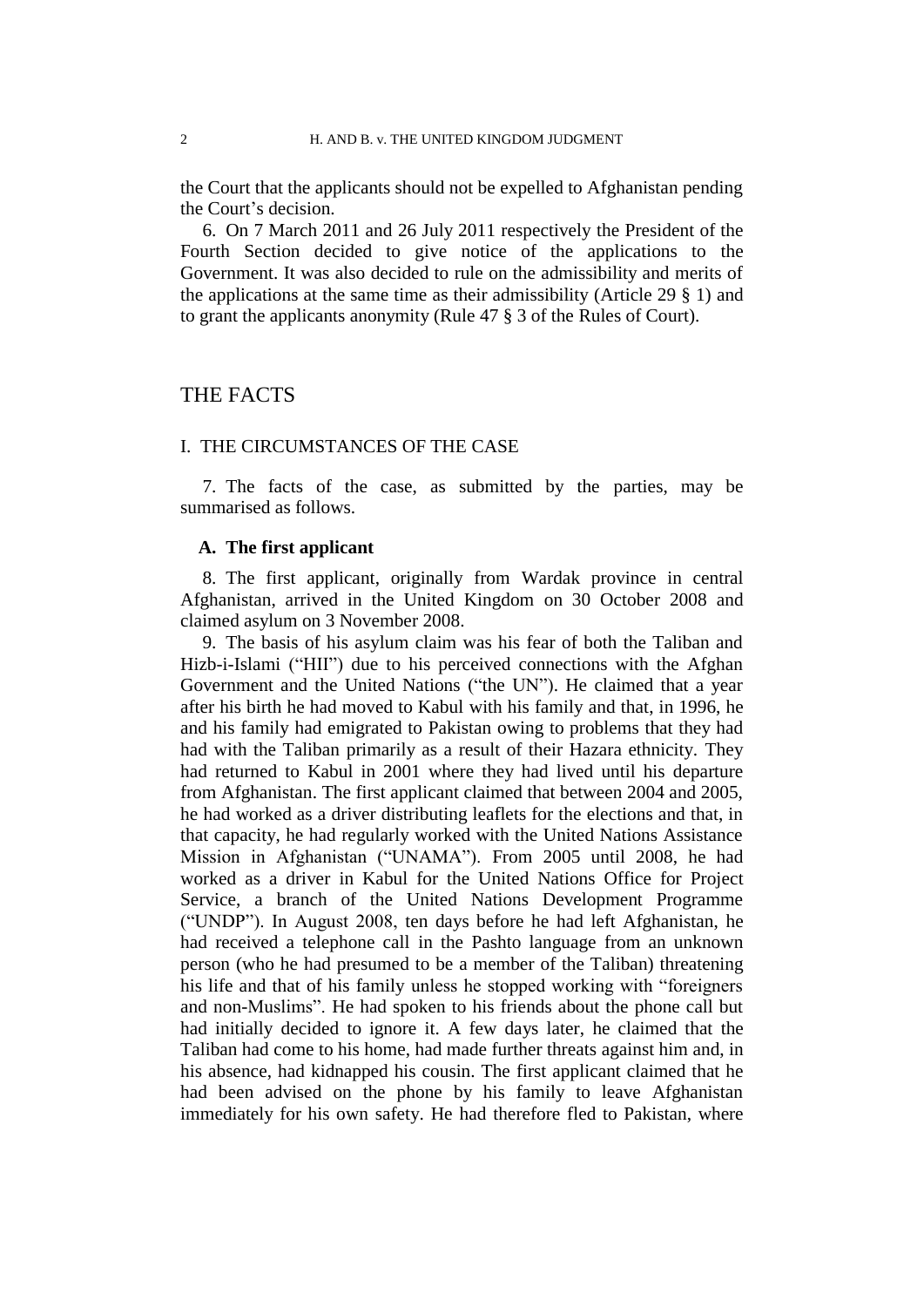the Court that the applicants should not be expelled to Afghanistan pending the Court's decision.

6. On 7 March 2011 and 26 July 2011 respectively the President of the Fourth Section decided to give notice of the applications to the Government. It was also decided to rule on the admissibility and merits of the applications at the same time as their admissibility (Article 29 § 1) and to grant the applicants anonymity (Rule 47 § 3 of the Rules of Court).

# THE FACTS

## I. THE CIRCUMSTANCES OF THE CASE

7. The facts of the case, as submitted by the parties, may be summarised as follows.

### A. The first applicant

8. The first applicant, originally from Wardak province in central Afghanistan, arrived in the United Kingdom on 30 October 2008 and claimed asylum on 3 November 2008.

9. The basis of his asylum claim was his fear of both the Taliban and Hizb-i-Islami ("HII") due to his perceived connections with the Afghan Government and the United Nations ("the UN"). He claimed that a year after his birth he had moved to Kabul with his family and that, in 1996, he and his family had emigrated to Pakistan owing to problems that they had had with the Taliban primarily as a result of their Hazara ethnicity. They had returned to Kabul in 2001 where they had lived until his departure from Afghanistan. The first applicant claimed that between 2004 and 2005, he had worked as a driver distributing leaflets for the elections and that, in that capacity, he had regularly worked with the United Nations Assistance Mission in Afghanistan ("UNAMA"). From 2005 until 2008, he had worked as a driver in Kabul for the United Nations Office for Project Service, a branch of the United Nations Development Programme ("UNDP"). In August 2008, ten days before he had left Afghanistan, he had received a telephone call in the Pashto language from an unknown person (who he had presumed to be a member of the Taliban) threatening his life and that of his family unless he stopped working with "foreigners and non-Muslims". He had spoken to his friends about the phone call but had initially decided to ignore it. A few days later, he claimed that the Taliban had come to his home, had made further threats against him and, in his absence, had kidnapped his cousin. The first applicant claimed that he had been advised on the phone by his family to leave Afghanistan immediately for his own safety. He had therefore fled to Pakistan, where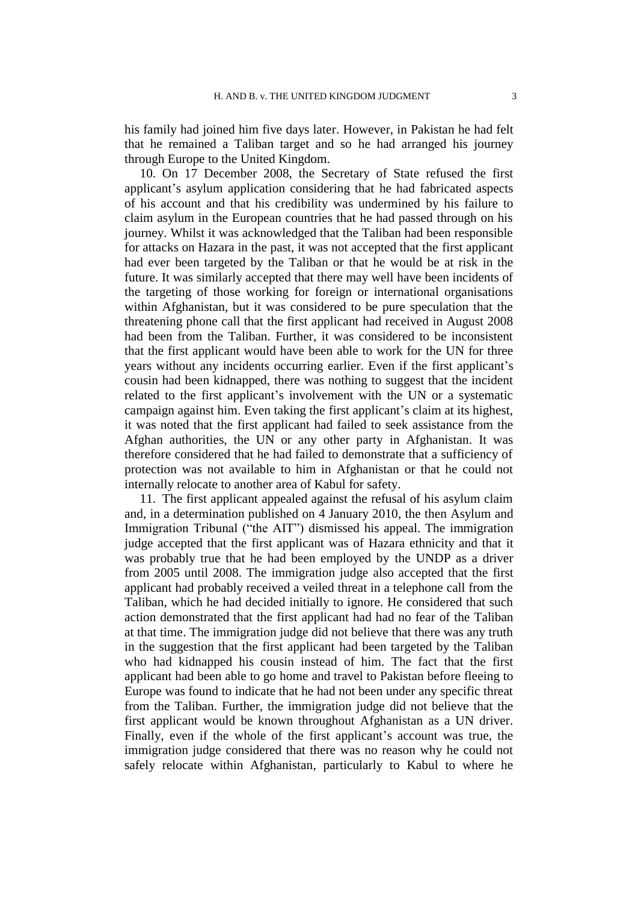his family had joined him five days later. However, in Pakistan he had felt that he remained a Taliban target and so he had arranged his journey through Europe to the United Kingdom.

10. On 17 December 2008, the Secretary of State refused the first applicant's asylum application considering that he had fabricated aspects of his account and that his credibility was undermined by his failure to claim asylum in the European countries that he had passed through on his journey. Whilst it was acknowledged that the Taliban had been responsible for attacks on Hazara in the past, it was not accepted that the first applicant had ever been targeted by the Taliban or that he would be at risk in the future. It was similarly accepted that there may well have been incidents of the targeting of those working for foreign or international organisations within Afghanistan, but it was considered to be pure speculation that the threatening phone call that the first applicant had received in August 2008 had been from the Taliban. Further, it was considered to be inconsistent that the first applicant would have been able to work for the UN for three years without any incidents occurring earlier. Even if the first applicant's cousin had been kidnapped, there was nothing to suggest that the incident related to the first applicant's involvement with the UN or a systematic campaign against him. Even taking the first applicant's claim at its highest, it was noted that the first applicant had failed to seek assistance from the Afghan authorities, the UN or any other party in Afghanistan. It was therefore considered that he had failed to demonstrate that a sufficiency of protection was not available to him in Afghanistan or that he could not internally relocate to another area of Kabul for safety.

11. The first applicant appealed against the refusal of his asylum claim and, in a determination published on 4 January 2010, the then Asylum and Immigration Tribunal ("the AIT") dismissed his appeal. The immigration judge accepted that the first applicant was of Hazara ethnicity and that it was probably true that he had been employed by the UNDP as a driver from 2005 until 2008. The immigration judge also accepted that the first applicant had probably received a veiled threat in a telephone call from the Taliban, which he had decided initially to ignore. He considered that such action demonstrated that the first applicant had had no fear of the Taliban at that time. The immigration judge did not believe that there was any truth in the suggestion that the first applicant had been targeted by the Taliban who had kidnapped his cousin instead of him. The fact that the first applicant had been able to go home and travel to Pakistan before fleeing to Europe was found to indicate that he had not been under any specific threat from the Taliban. Further, the immigration judge did not believe that the first applicant would be known throughout Afghanistan as a UN driver. Finally, even if the whole of the first applicant's account was true, the immigration judge considered that there was no reason why he could not safely relocate within Afghanistan, particularly to Kabul to where he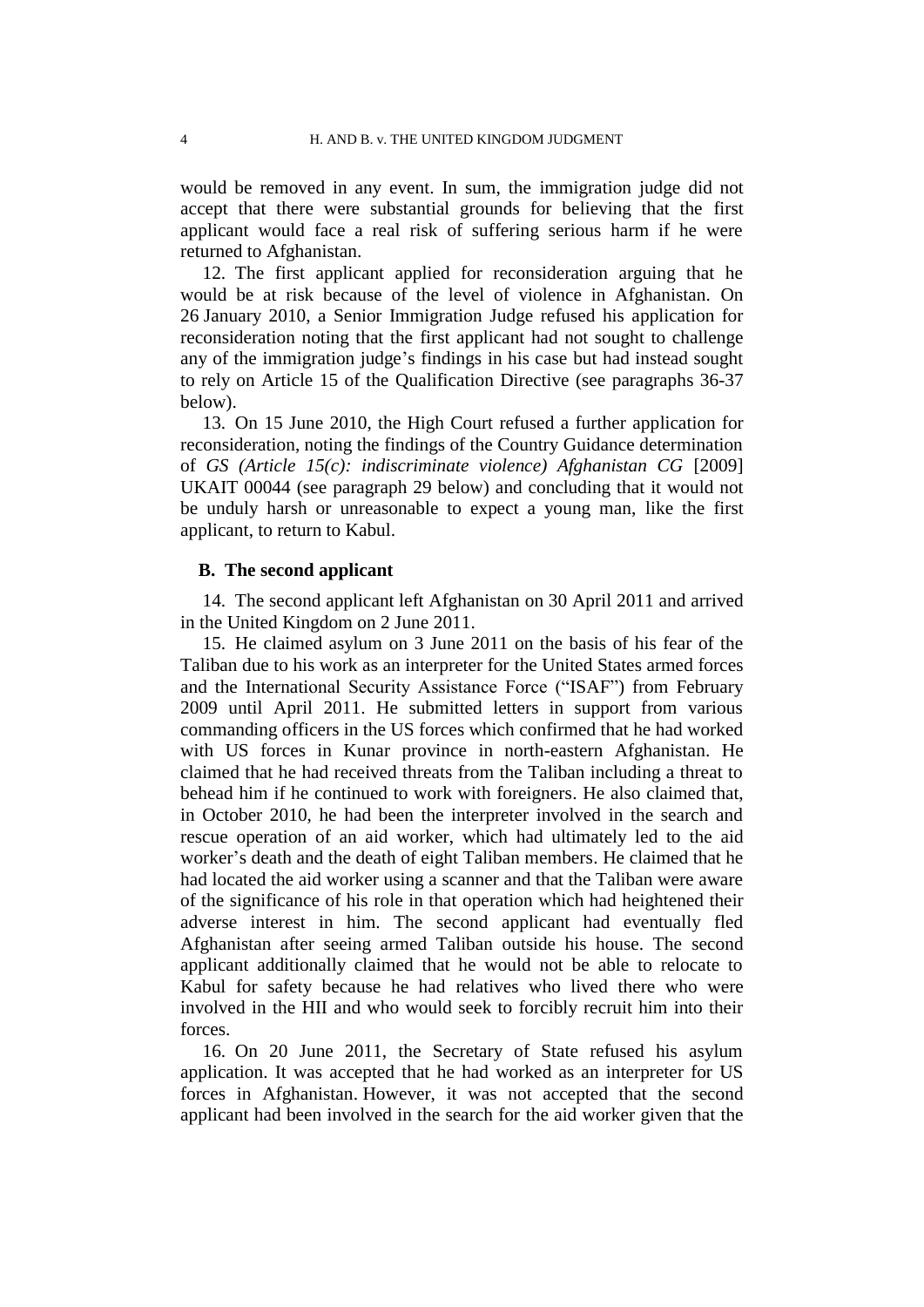would be removed in any event. In sum, the immigration judge did not accept that there were substantial grounds for believing that the first applicant would face a real risk of suffering serious harm if he were returned to Afghanistan.

12. The first applicant applied for reconsideration arguing that he would be at risk because of the level of violence in Afghanistan. On 26 January 2010, a Senior Immigration Judge refused his application for reconsideration noting that the first applicant had not sought to challenge any of the immigration judge's findings in his case but had instead sought to rely on Article 15 of the Qualification Directive (see paragraphs 36-37 below).

13. On 15 June 2010, the High Court refused a further application for reconsideration, noting the findings of the Country Guidance determination of *GS (Article 15(c): indiscriminate violence) Afghanistan CG* [2009] UKAIT 00044 (see paragraph 29 below) and concluding that it would not be unduly harsh or unreasonable to expect a young man, like the first applicant, to return to Kabul.

### B. The second applicant

14. The second applicant left Afghanistan on 30 April 2011 and arrived in the United Kingdom on 2 June 2011.

15. He claimed asylum on 3 June 2011 on the basis of his fear of the Taliban due to his work as an interpreter for the United States armed forces and the International Security Assistance Force ("ISAF") from February 2009 until April 2011. He submitted letters in support from various commanding officers in the US forces which confirmed that he had worked with US forces in Kunar province in north-eastern Afghanistan. He claimed that he had received threats from the Taliban including a threat to behead him if he continued to work with foreigners. He also claimed that, in October 2010, he had been the interpreter involved in the search and rescue operation of an aid worker, which had ultimately led to the aid worker's death and the death of eight Taliban members. He claimed that he had located the aid worker using a scanner and that the Taliban were aware of the significance of his role in that operation which had heightened their adverse interest in him. The second applicant had eventually fled Afghanistan after seeing armed Taliban outside his house. The second applicant additionally claimed that he would not be able to relocate to Kabul for safety because he had relatives who lived there who were involved in the HII and who would seek to forcibly recruit him into their forces.

16. On 20 June 2011, the Secretary of State refused his asylum application. It was accepted that he had worked as an interpreter for US forces in Afghanistan. However, it was not accepted that the second applicant had been involved in the search for the aid worker given that the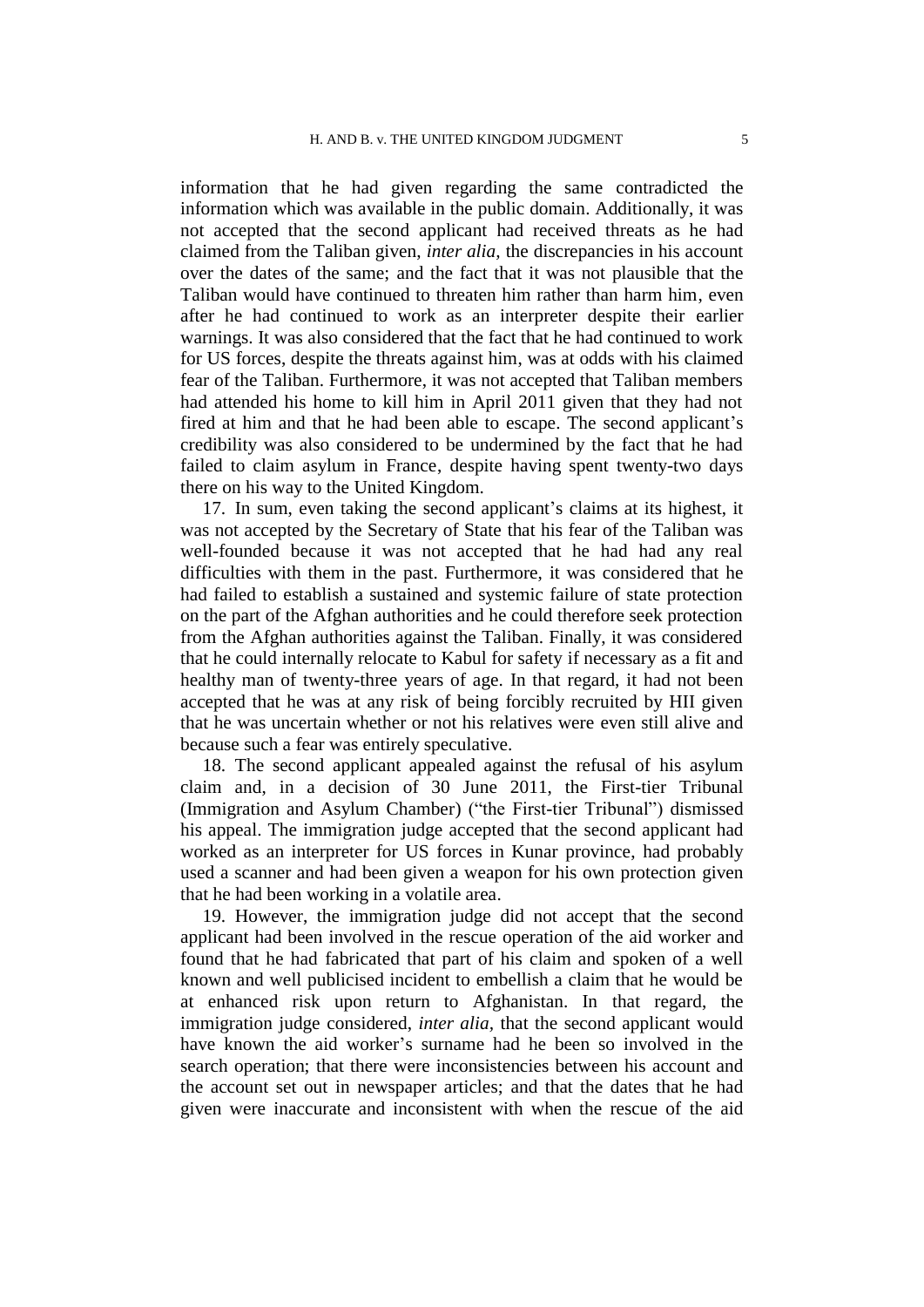information that he had given regarding the same contradicted the information which was available in the public domain. Additionally, it was not accepted that the second applicant had received threats as he had claimed from the Taliban given, *inter alia*, the discrepancies in his account over the dates of the same; and the fact that it was not plausible that the Taliban would have continued to threaten him rather than harm him, even after he had continued to work as an interpreter despite their earlier warnings. It was also considered that the fact that he had continued to work for US forces, despite the threats against him, was at odds with his claimed fear of the Taliban. Furthermore, it was not accepted that Taliban members had attended his home to kill him in April 2011 given that they had not fired at him and that he had been able to escape. The second applicant's credibility was also considered to be undermined by the fact that he had failed to claim asylum in France, despite having spent twenty-two days there on his way to the United Kingdom.

17. In sum, even taking the second applicant's claims at its highest, it was not accepted by the Secretary of State that his fear of the Taliban was well-founded because it was not accepted that he had had any real difficulties with them in the past. Furthermore, it was considered that he had failed to establish a sustained and systemic failure of state protection on the part of the Afghan authorities and he could therefore seek protection from the Afghan authorities against the Taliban. Finally, it was considered that he could internally relocate to Kabul for safety if necessary as a fit and healthy man of twenty-three years of age. In that regard, it had not been accepted that he was at any risk of being forcibly recruited by HII given that he was uncertain whether or not his relatives were even still alive and because such a fear was entirely speculative.

18. The second applicant appealed against the refusal of his asylum claim and, in a decision of 30 June 2011, the First-tier Tribunal (Immigration and Asylum Chamber) ("the First-tier Tribunal") dismissed his appeal. The immigration judge accepted that the second applicant had worked as an interpreter for US forces in Kunar province, had probably used a scanner and had been given a weapon for his own protection given that he had been working in a volatile area.

19. However, the immigration judge did not accept that the second applicant had been involved in the rescue operation of the aid worker and found that he had fabricated that part of his claim and spoken of a well known and well publicised incident to embellish a claim that he would be at enhanced risk upon return to Afghanistan. In that regard, the immigration judge considered, *inter alia*, that the second applicant would have known the aid worker's surname had he been so involved in the search operation; that there were inconsistencies between his account and the account set out in newspaper articles; and that the dates that he had given were inaccurate and inconsistent with when the rescue of the aid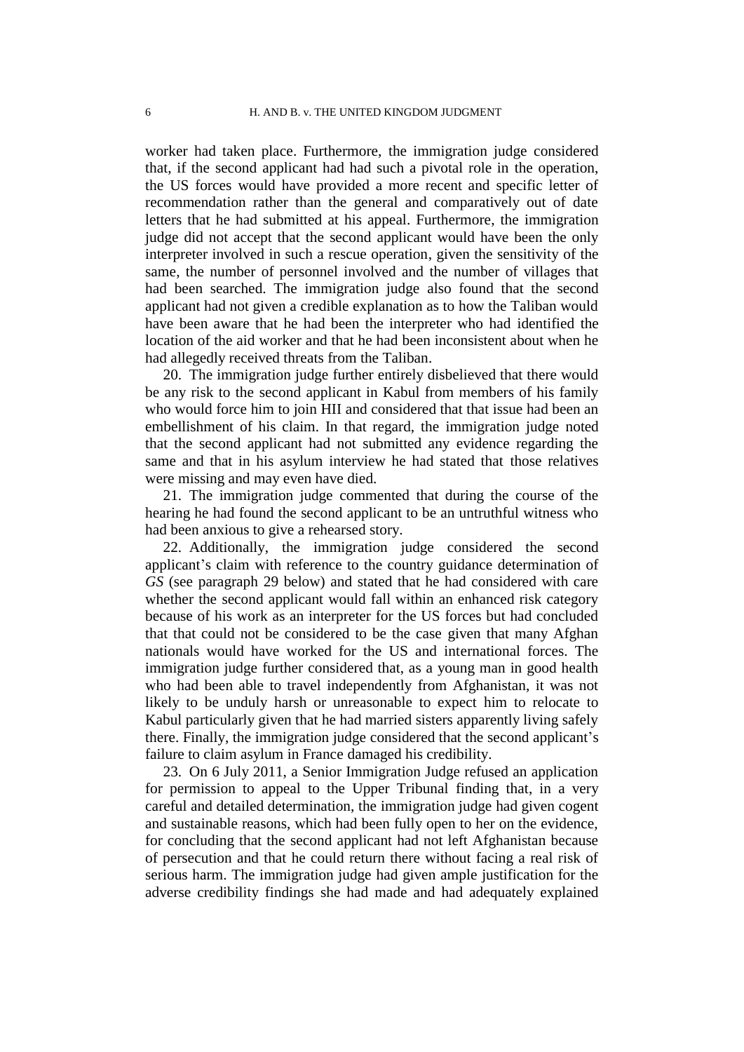worker had taken place. Furthermore, the immigration judge considered that, if the second applicant had had such a pivotal role in the operation, the US forces would have provided a more recent and specific letter of recommendation rather than the general and comparatively out of date letters that he had submitted at his appeal. Furthermore, the immigration judge did not accept that the second applicant would have been the only interpreter involved in such a rescue operation, given the sensitivity of the same, the number of personnel involved and the number of villages that had been searched. The immigration judge also found that the second applicant had not given a credible explanation as to how the Taliban would have been aware that he had been the interpreter who had identified the location of the aid worker and that he had been inconsistent about when he had allegedly received threats from the Taliban.

20. The immigration judge further entirely disbelieved that there would be any risk to the second applicant in Kabul from members of his family who would force him to join HII and considered that that issue had been an embellishment of his claim. In that regard, the immigration judge noted that the second applicant had not submitted any evidence regarding the same and that in his asylum interview he had stated that those relatives were missing and may even have died.

21. The immigration judge commented that during the course of the hearing he had found the second applicant to be an untruthful witness who had been anxious to give a rehearsed story.

22. Additionally, the immigration judge considered the second applicant's claim with reference to the country guidance determination of *GS* (see paragraph 29 below) and stated that he had considered with care whether the second applicant would fall within an enhanced risk category because of his work as an interpreter for the US forces but had concluded that that could not be considered to be the case given that many Afghan nationals would have worked for the US and international forces. The immigration judge further considered that, as a young man in good health who had been able to travel independently from Afghanistan, it was not likely to be unduly harsh or unreasonable to expect him to relocate to Kabul particularly given that he had married sisters apparently living safely there. Finally, the immigration judge considered that the second applicant's failure to claim asylum in France damaged his credibility.

23. On 6 July 2011, a Senior Immigration Judge refused an application for permission to appeal to the Upper Tribunal finding that, in a very careful and detailed determination, the immigration judge had given cogent and sustainable reasons, which had been fully open to her on the evidence, for concluding that the second applicant had not left Afghanistan because of persecution and that he could return there without facing a real risk of serious harm. The immigration judge had given ample justification for the adverse credibility findings she had made and had adequately explained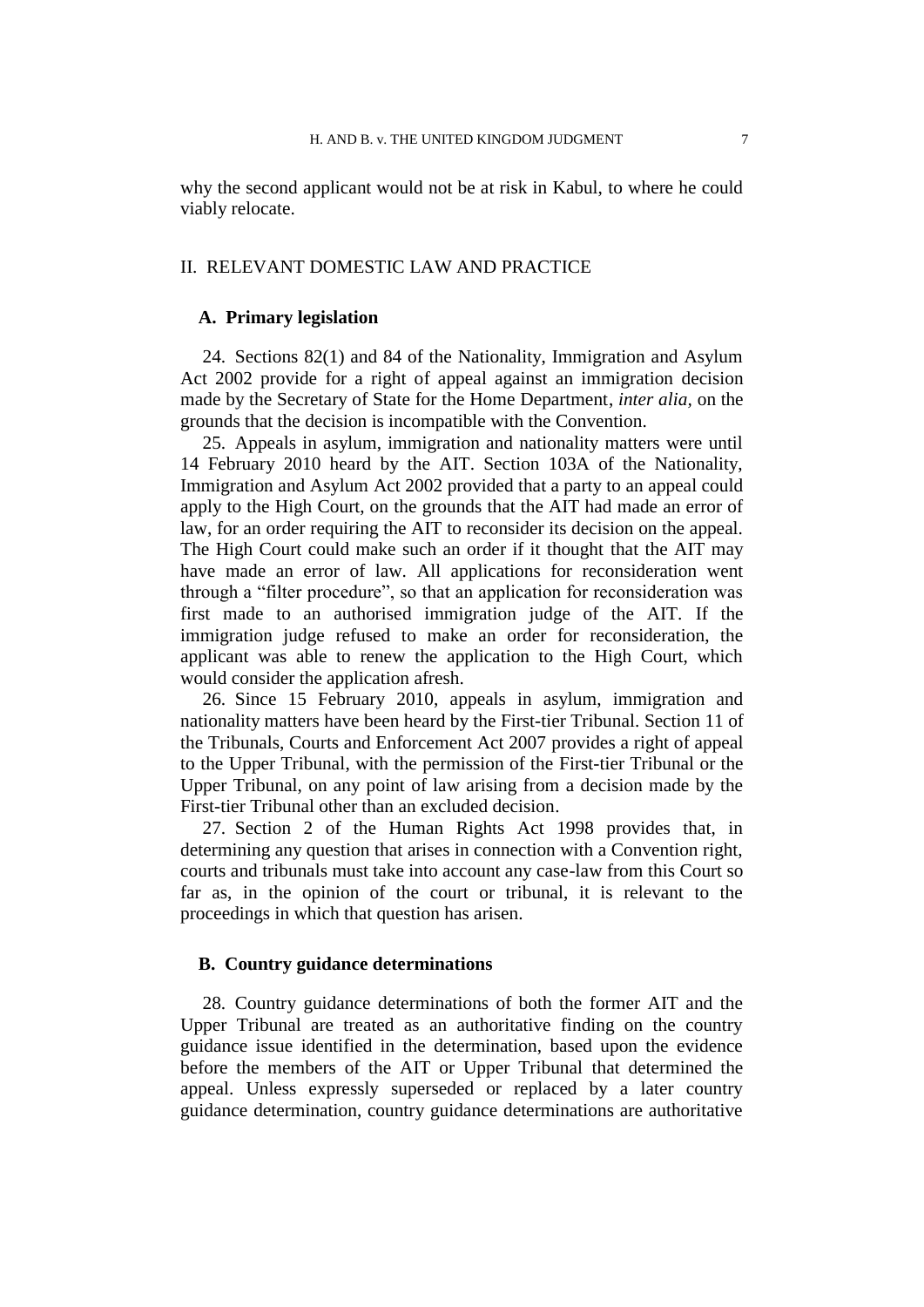why the second applicant would not be at risk in Kabul, to where he could viably relocate.

## II. RELEVANT DOMESTIC LAW AND PRACTICE

### A. Primary legislation

24. Sections 82(1) and 84 of the Nationality, Immigration and Asylum Act 2002 provide for a right of appeal against an immigration decision made by the Secretary of State for the Home Department, *inter alia*, on the grounds that the decision is incompatible with the Convention.

25. Appeals in asylum, immigration and nationality matters were until 14 February 2010 heard by the AIT. Section 103A of the Nationality, Immigration and Asylum Act 2002 provided that a party to an appeal could apply to the High Court, on the grounds that the AIT had made an error of law, for an order requiring the AIT to reconsider its decision on the appeal. The High Court could make such an order if it thought that the AIT may have made an error of law. All applications for reconsideration went through a "filter procedure", so that an application for reconsideration was first made to an authorised immigration judge of the AIT. If the immigration judge refused to make an order for reconsideration, the applicant was able to renew the application to the High Court, which would consider the application afresh.

26. Since 15 February 2010, appeals in asylum, immigration and nationality matters have been heard by the First-tier Tribunal. Section 11 of the Tribunals, Courts and Enforcement Act 2007 provides a right of appeal to the Upper Tribunal, with the permission of the First-tier Tribunal or the Upper Tribunal, on any point of law arising from a decision made by the First-tier Tribunal other than an excluded decision.

27. Section 2 of the Human Rights Act 1998 provides that, in determining any question that arises in connection with a Convention right, courts and tribunals must take into account any case-law from this Court so far as, in the opinion of the court or tribunal, it is relevant to the proceedings in which that question has arisen.

### B. Country guidance determinations

28. Country guidance determinations of both the former AIT and the Upper Tribunal are treated as an authoritative finding on the country guidance issue identified in the determination, based upon the evidence before the members of the AIT or Upper Tribunal that determined the appeal. Unless expressly superseded or replaced by a later country guidance determination, country guidance determinations are authoritative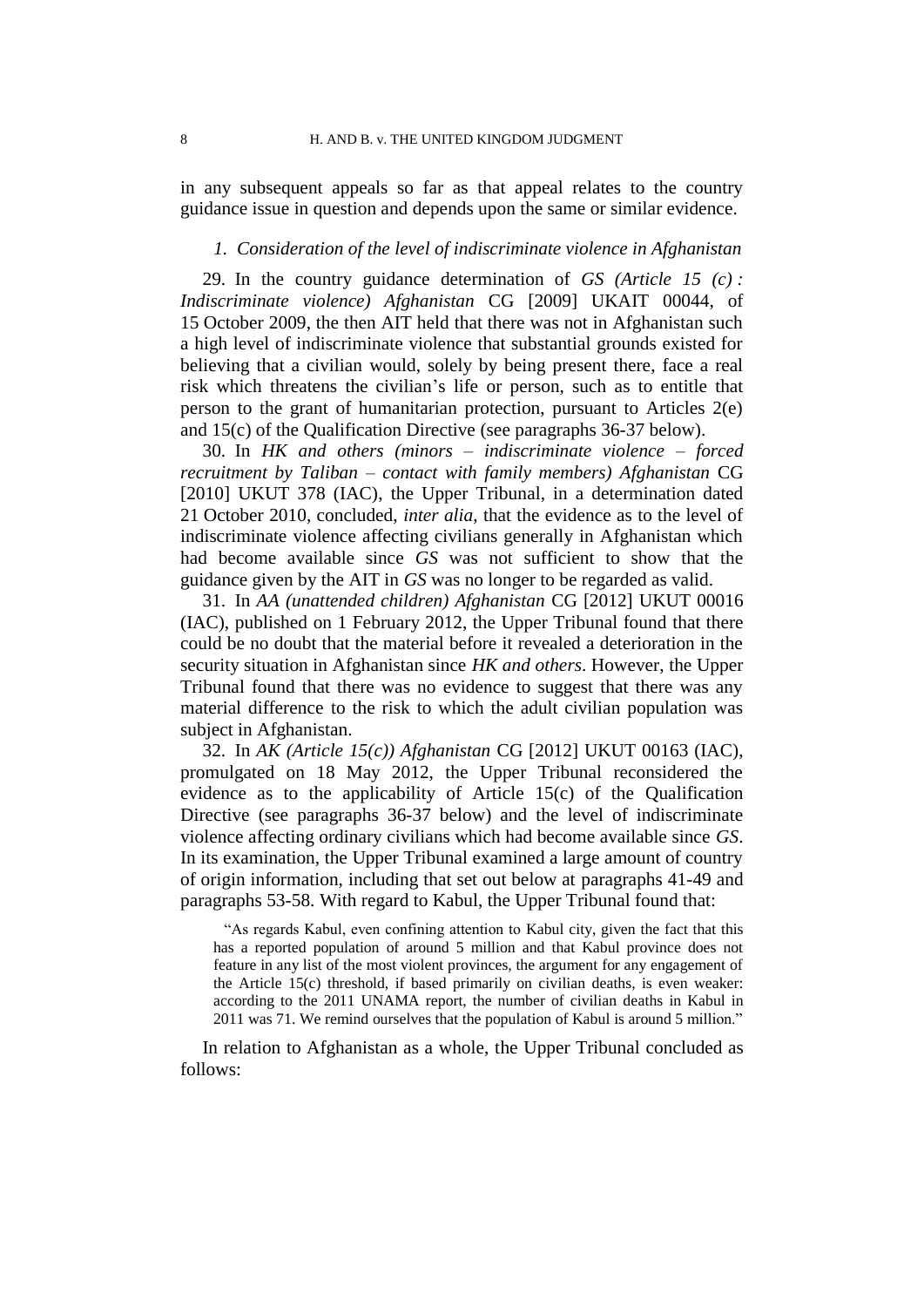in any subsequent appeals so far as that appeal relates to the country guidance issue in question and depends upon the same or similar evidence.

*1. Consideration of the level of indiscriminate violence in Afghanistan*

29. In the country guidance determination of *GS (Article 15 (c) : Indiscriminate violence) Afghanistan* CG [2009] UKAIT 00044, of 15 October 2009, the then AIT held that there was not in Afghanistan such a high level of indiscriminate violence that substantial grounds existed for believing that a civilian would, solely by being present there, face a real risk which threatens the civilian's life or person, such as to entitle that person to the grant of humanitarian protection, pursuant to Articles 2(e) and 15(c) of the Qualification Directive (see paragraphs 36-37 below).

30. In *HK and others (minors – indiscriminate violence – forced recruitment by Taliban – contact with family members) Afghanistan* CG [2010] UKUT 378 (IAC), the Upper Tribunal, in a determination dated 21 October 2010, concluded, *inter alia*, that the evidence as to the level of indiscriminate violence affecting civilians generally in Afghanistan which had become available since *GS* was not sufficient to show that the guidance given by the AIT in *GS* was no longer to be regarded as valid.

31. In *AA (unattended children) Afghanistan* CG [2012] UKUT 00016 (IAC), published on 1 February 2012, the Upper Tribunal found that there could be no doubt that the material before it revealed a deterioration in the security situation in Afghanistan since *HK and others*. However, the Upper Tribunal found that there was no evidence to suggest that there was any material difference to the risk to which the adult civilian population was subject in Afghanistan.

32. In *AK (Article 15(c)) Afghanistan* CG [2012] UKUT 00163 (IAC), promulgated on 18 May 2012, the Upper Tribunal reconsidered the evidence as to the applicability of Article 15(c) of the Qualification Directive (see paragraphs 36-37 below) and the level of indiscriminate violence affecting ordinary civilians which had become available since *GS*. In its examination, the Upper Tribunal examined a large amount of country of origin information, including that set out below at paragraphs 41-49 and paragraphs 53-58. With regard to Kabul, the Upper Tribunal found that:

> "As regards Kabul, even confining attention to Kabul city, given the fact that this has a reported population of around 5 million and that Kabul province does not feature in any list of the most violent provinces, the argument for any engagement of the Article 15(c) threshold, if based primarily on civilian deaths, is even weaker: according to the 2011 UNAMA report, the number of civilian deaths in Kabul in 2011 was 71. We remind ourselves that the population of Kabul is around 5 million."

In relation to Afghanistan as a whole, the Upper Tribunal concluded as follows: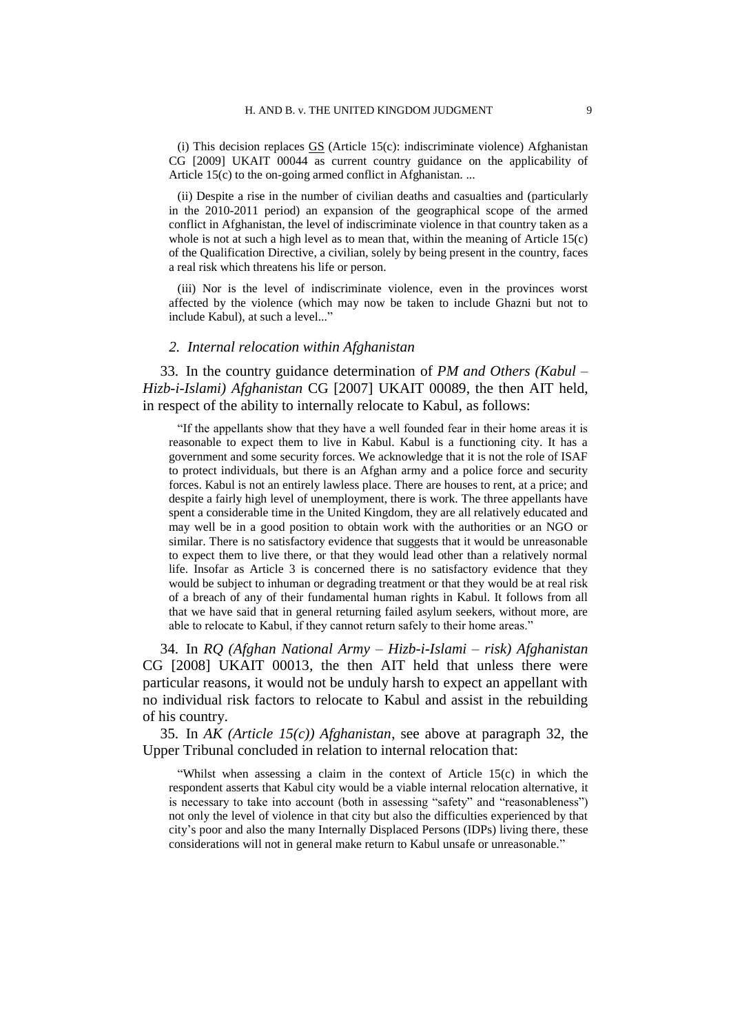(i) This decision replaces GS (Article 15(c): indiscriminate violence) Afghanistan CG [2009] UKAIT 00044 as current country guidance on the applicability of Article 15(c) to the on-going armed conflict in Afghanistan. ...

(ii) Despite a rise in the number of civilian deaths and casualties and (particularly in the 2010-2011 period) an expansion of the geographical scope of the armed conflict in Afghanistan, the level of indiscriminate violence in that country taken as a whole is not at such a high level as to mean that, within the meaning of Article 15(c) of the Qualification Directive, a civilian, solely by being present in the country, faces a real risk which threatens his life or person.

(iii) Nor is the level of indiscriminate violence, even in the provinces worst affected by the violence (which may now be taken to include Ghazni but not to include Kabul), at such a level..."

### *2. Internal relocation within Afghanistan*

33. In the country guidance determination of *PM and Others (Kabul – Hizb-i-Islami) Afghanistan* CG [2007] UKAIT 00089, the then AIT held, in respect of the ability to internally relocate to Kabul, as follows:

> "If the appellants show that they have a well founded fear in their home areas it is reasonable to expect them to live in Kabul. Kabul is a functioning city. It has a government and some security forces. We acknowledge that it is not the role of ISAF to protect individuals, but there is an Afghan army and a police force and security forces. Kabul is not an entirely lawless place. There are houses to rent, at a price; and despite a fairly high level of unemployment, there is work. The three appellants have spent a considerable time in the United Kingdom, they are all relatively educated and may well be in a good position to obtain work with the authorities or an NGO or similar. There is no satisfactory evidence that suggests that it would be unreasonable to expect them to live there, or that they would lead other than a relatively normal life. Insofar as Article 3 is concerned there is no satisfactory evidence that they would be subject to inhuman or degrading treatment or that they would be at real risk of a breach of any of their fundamental human rights in Kabul. It follows from all that we have said that in general returning failed asylum seekers, without more, are able to relocate to Kabul, if they cannot return safely to their home areas."

34. In *RQ (Afghan National Army – Hizb-i-Islami – risk) Afghanistan* CG [2008] UKAIT 00013, the then AIT held that unless there were particular reasons, it would not be unduly harsh to expect an appellant with no individual risk factors to relocate to Kabul and assist in the rebuilding of his country.

35. In *AK (Article 15(c)) Afghanistan*, see above at paragraph 32, the Upper Tribunal concluded in relation to internal relocation that:

> "Whilst when assessing a claim in the context of Article 15(c) in which the respondent asserts that Kabul city would be a viable internal relocation alternative, it is necessary to take into account (both in assessing "safety" and "reasonableness") not only the level of violence in that city but also the difficulties experienced by that city's poor and also the many Internally Displaced Persons (IDPs) living there, these considerations will not in general make return to Kabul unsafe or unreasonable."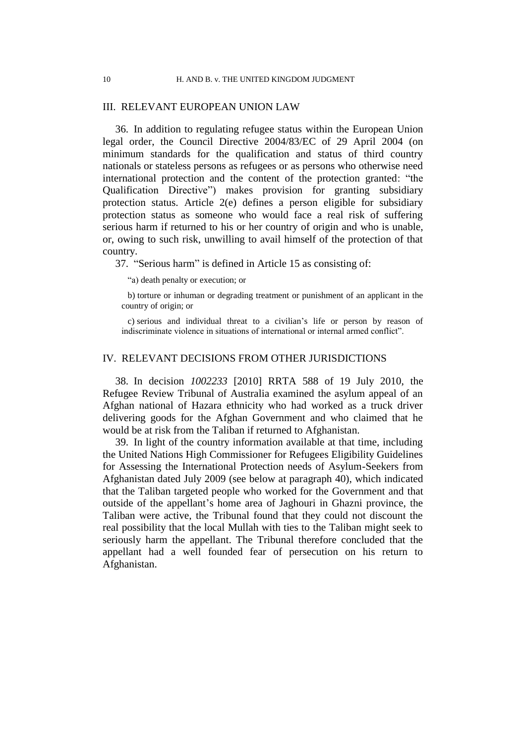## III. RELEVANT EUROPEAN UNION LAW

36. In addition to regulating refugee status within the European Union legal order, the Council Directive 2004/83/EC of 29 April 2004 (on minimum standards for the qualification and status of third country nationals or stateless persons as refugees or as persons who otherwise need international protection and the content of the protection granted: "the Qualification Directive") makes provision for granting subsidiary protection status. Article 2(e) defines a person eligible for subsidiary protection status as someone who would face a real risk of suffering serious harm if returned to his or her country of origin and who is unable, or, owing to such risk, unwilling to avail himself of the protection of that country.

37. "Serious harm" is defined in Article 15 as consisting of:

> "a) death penalty or execution; or
>
> b) torture or inhuman or degrading treatment or punishment of an applicant in the country of origin; or
>
> c) serious and individual threat to a civilian's life or person by reason of indiscriminate violence in situations of international or internal armed conflict".

## IV. RELEVANT DECISIONS FROM OTHER JURISDICTIONS

38. In decision *1002233* [2010] RRTA 588 of 19 July 2010, the Refugee Review Tribunal of Australia examined the asylum appeal of an Afghan national of Hazara ethnicity who had worked as a truck driver delivering goods for the Afghan Government and who claimed that he would be at risk from the Taliban if returned to Afghanistan.

39. In light of the country information available at that time, including the United Nations High Commissioner for Refugees Eligibility Guidelines for Assessing the International Protection needs of Asylum-Seekers from Afghanistan dated July 2009 (see below at paragraph 40), which indicated that the Taliban targeted people who worked for the Government and that outside of the appellant's home area of Jaghouri in Ghazni province, the Taliban were active, the Tribunal found that they could not discount the real possibility that the local Mullah with ties to the Taliban might seek to seriously harm the appellant. The Tribunal therefore concluded that the appellant had a well founded fear of persecution on his return to Afghanistan.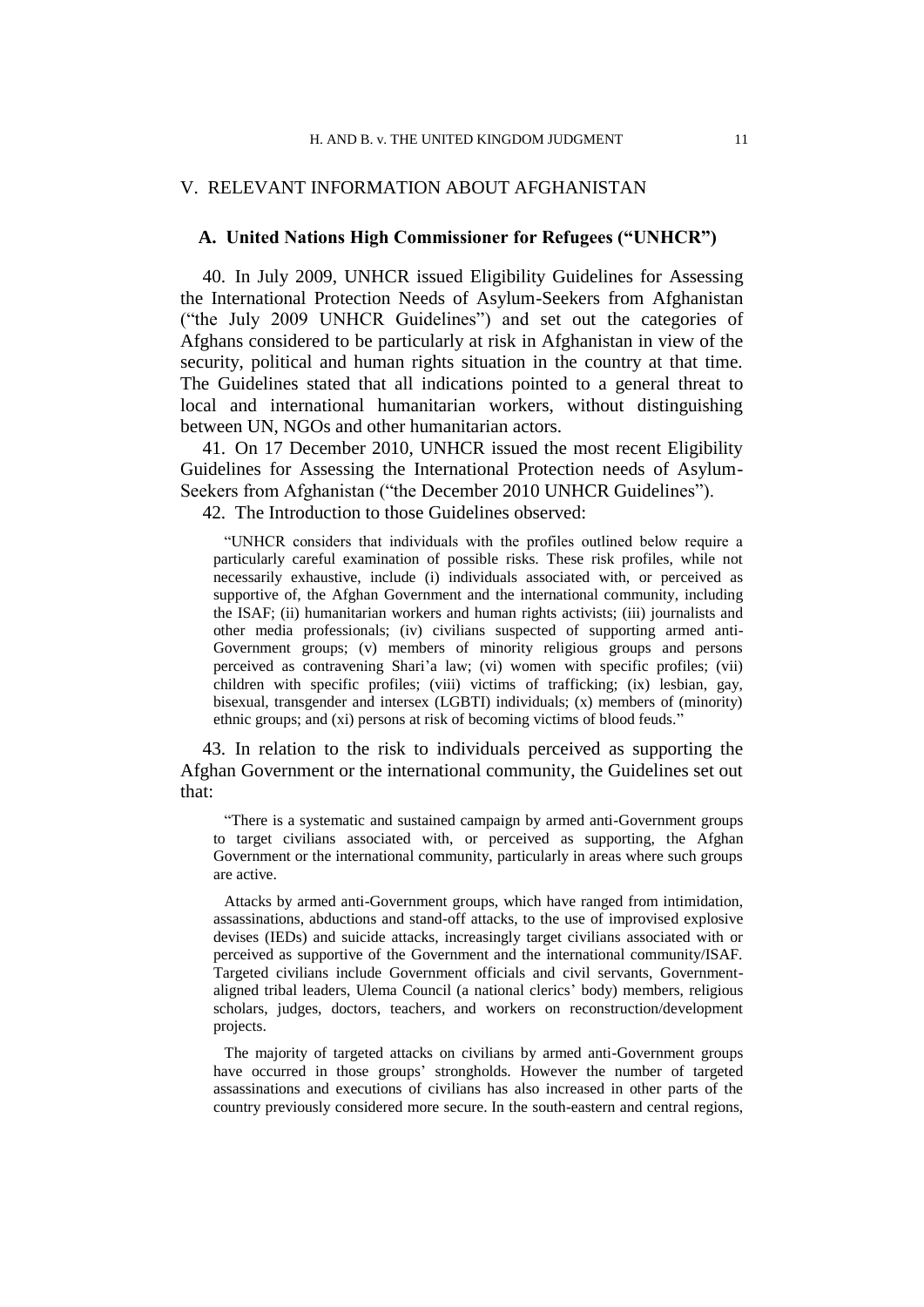## V. RELEVANT INFORMATION ABOUT AFGHANISTAN

### A. United Nations High Commissioner for Refugees ("UNHCR")

40. In July 2009, UNHCR issued Eligibility Guidelines for Assessing the International Protection Needs of Asylum-Seekers from Afghanistan ("the July 2009 UNHCR Guidelines") and set out the categories of Afghans considered to be particularly at risk in Afghanistan in view of the security, political and human rights situation in the country at that time. The Guidelines stated that all indications pointed to a general threat to local and international humanitarian workers, without distinguishing between UN, NGOs and other humanitarian actors.

41. On 17 December 2010, UNHCR issued the most recent Eligibility Guidelines for Assessing the International Protection needs of Asylum-Seekers from Afghanistan ("the December 2010 UNHCR Guidelines").

42. The Introduction to those Guidelines observed:

> "UNHCR considers that individuals with the profiles outlined below require a particularly careful examination of possible risks. These risk profiles, while not necessarily exhaustive, include (i) individuals associated with, or perceived as supportive of, the Afghan Government and the international community, including the ISAF; (ii) humanitarian workers and human rights activists; (iii) journalists and other media professionals; (iv) civilians suspected of supporting armed anti-Government groups; (v) members of minority religious groups and persons perceived as contravening Shari'a law; (vi) women with specific profiles; (vii) children with specific profiles; (viii) victims of trafficking; (ix) lesbian, gay, bisexual, transgender and intersex (LGBTI) individuals; (x) members of (minority) ethnic groups; and (xi) persons at risk of becoming victims of blood feuds."

43. In relation to the risk to individuals perceived as supporting the Afghan Government or the international community, the Guidelines set out that:

> "There is a systematic and sustained campaign by armed anti-Government groups to target civilians associated with, or perceived as supporting, the Afghan Government or the international community, particularly in areas where such groups are active.
>
> Attacks by armed anti-Government groups, which have ranged from intimidation, assassinations, abductions and stand-off attacks, to the use of improvised explosive devises (IEDs) and suicide attacks, increasingly target civilians associated with or perceived as supportive of the Government and the international community/ISAF. Targeted civilians include Government officials and civil servants, Government-aligned tribal leaders, Ulema Council (a national clerics' body) members, religious scholars, judges, doctors, teachers, and workers on reconstruction/development projects.
>
> The majority of targeted attacks on civilians by armed anti-Government groups have occurred in those groups' strongholds. However the number of targeted assassinations and executions of civilians has also increased in other parts of the country previously considered more secure. In the south-eastern and central regions,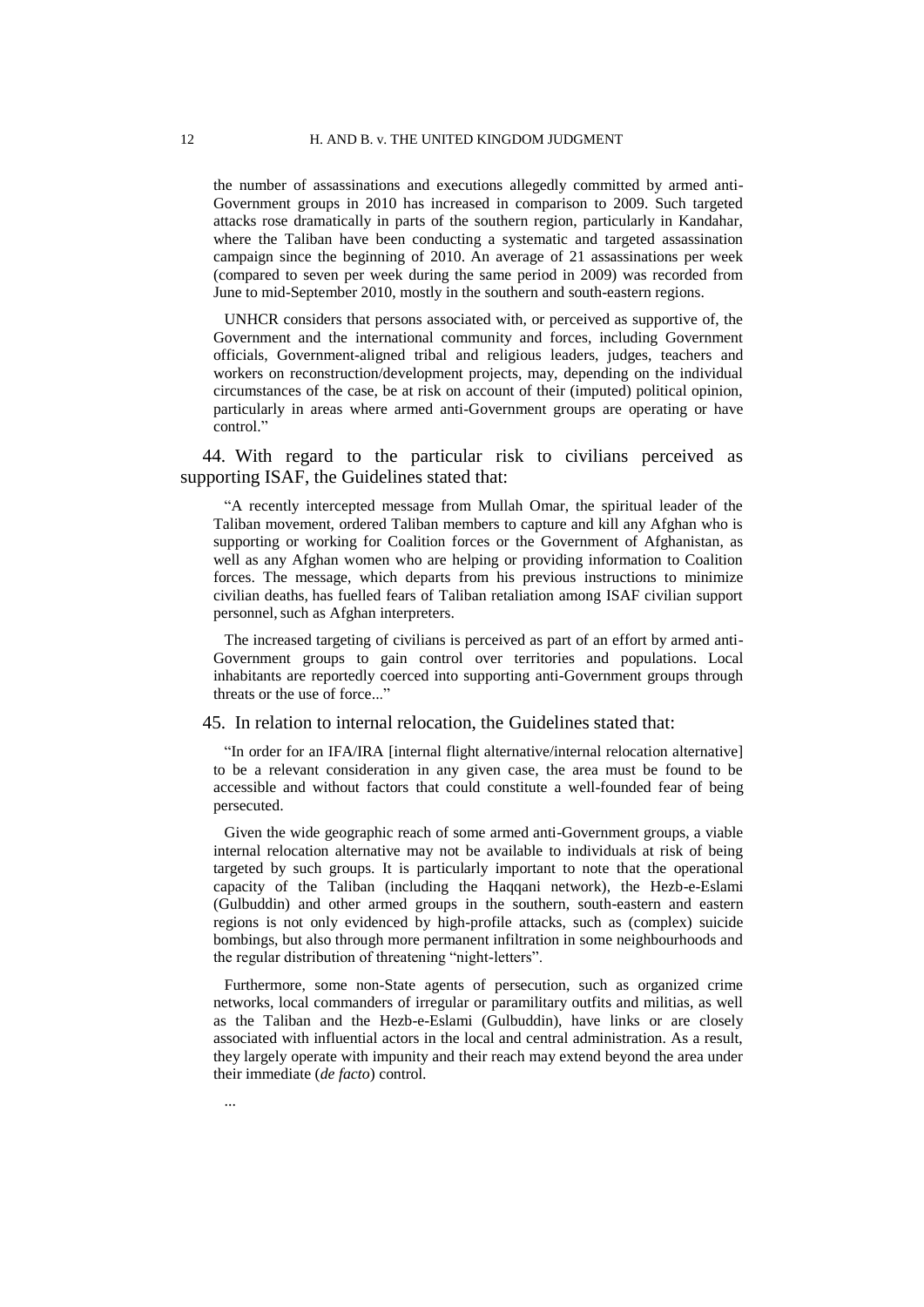the number of assassinations and executions allegedly committed by armed anti-Government groups in 2010 has increased in comparison to 2009. Such targeted attacks rose dramatically in parts of the southern region, particularly in Kandahar, where the Taliban have been conducting a systematic and targeted assassination campaign since the beginning of 2010. An average of 21 assassinations per week (compared to seven per week during the same period in 2009) was recorded from June to mid-September 2010, mostly in the southern and south-eastern regions.

UNHCR considers that persons associated with, or perceived as supportive of, the Government and the international community and forces, including Government officials, Government-aligned tribal and religious leaders, judges, teachers and workers on reconstruction/development projects, may, depending on the individual circumstances of the case, be at risk on account of their (imputed) political opinion, particularly in areas where armed anti-Government groups are operating or have control."

44. With regard to the particular risk to civilians perceived as supporting ISAF, the Guidelines stated that:

"A recently intercepted message from Mullah Omar, the spiritual leader of the Taliban movement, ordered Taliban members to capture and kill any Afghan who is supporting or working for Coalition forces or the Government of Afghanistan, as well as any Afghan women who are helping or providing information to Coalition forces. The message, which departs from his previous instructions to minimize civilian deaths, has fuelled fears of Taliban retaliation among ISAF civilian support personnel, such as Afghan interpreters.

The increased targeting of civilians is perceived as part of an effort by armed anti-Government groups to gain control over territories and populations. Local inhabitants are reportedly coerced into supporting anti-Government groups through threats or the use of force..."

45. In relation to internal relocation, the Guidelines stated that:

"In order for an IFA/IRA [internal flight alternative/internal relocation alternative] to be a relevant consideration in any given case, the area must be found to be accessible and without factors that could constitute a well-founded fear of being persecuted.

Given the wide geographic reach of some armed anti-Government groups, a viable internal relocation alternative may not be available to individuals at risk of being targeted by such groups. It is particularly important to note that the operational capacity of the Taliban (including the Haqqani network), the Hezb-e-Eslami (Gulbuddin) and other armed groups in the southern, south-eastern and eastern regions is not only evidenced by high-profile attacks, such as (complex) suicide bombings, but also through more permanent infiltration in some neighbourhoods and the regular distribution of threatening "night-letters".

Furthermore, some non-State agents of persecution, such as organized crime networks, local commanders of irregular or paramilitary outfits and militias, as well as the Taliban and the Hezb-e-Eslami (Gulbuddin), have links or are closely associated with influential actors in the local and central administration. As a result, they largely operate with impunity and their reach may extend beyond the area under their immediate (*de facto*) control.

...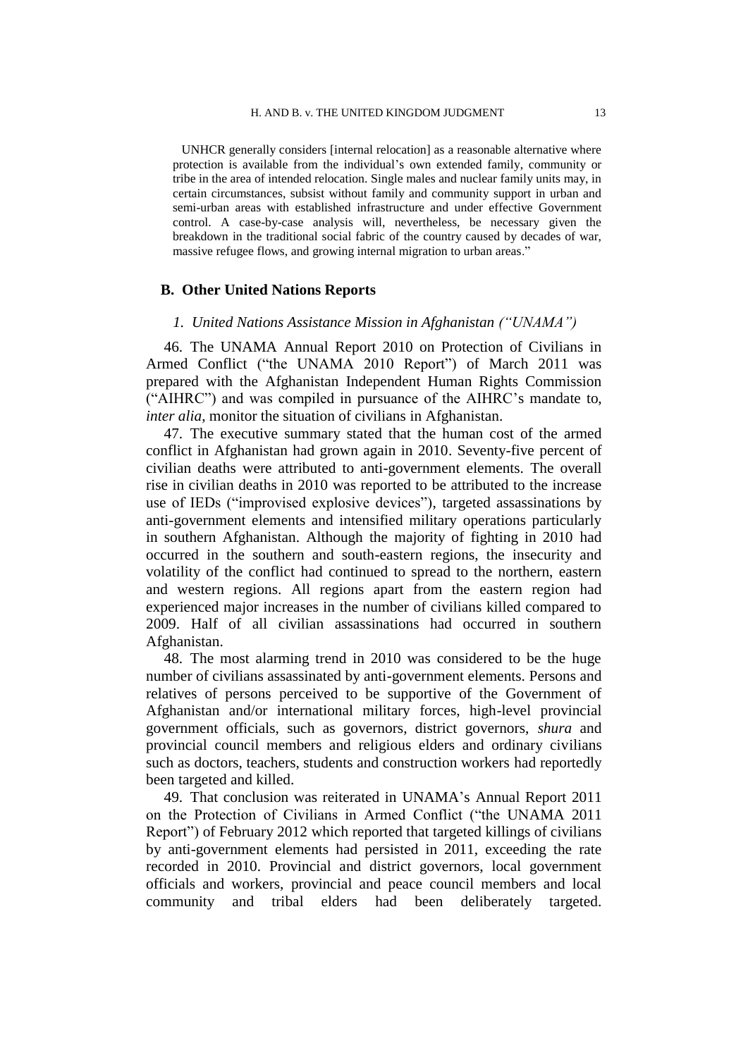UNHCR generally considers [internal relocation] as a reasonable alternative where protection is available from the individual's own extended family, community or tribe in the area of intended relocation. Single males and nuclear family units may, in certain circumstances, subsist without family and community support in urban and semi-urban areas with established infrastructure and under effective Government control. A case-by-case analysis will, nevertheless, be necessary given the breakdown in the traditional social fabric of the country caused by decades of war, massive refugee flows, and growing internal migration to urban areas."

## B. Other United Nations Reports

### *1. United Nations Assistance Mission in Afghanistan ("UNAMA")*

46. The UNAMA Annual Report 2010 on Protection of Civilians in Armed Conflict ("the UNAMA 2010 Report") of March 2011 was prepared with the Afghanistan Independent Human Rights Commission ("AIHRC") and was compiled in pursuance of the AIHRC's mandate to, *inter alia,* monitor the situation of civilians in Afghanistan.

47. The executive summary stated that the human cost of the armed conflict in Afghanistan had grown again in 2010. Seventy-five percent of civilian deaths were attributed to anti-government elements. The overall rise in civilian deaths in 2010 was reported to be attributed to the increase use of IEDs ("improvised explosive devices"), targeted assassinations by anti-government elements and intensified military operations particularly in southern Afghanistan. Although the majority of fighting in 2010 had occurred in the southern and south-eastern regions, the insecurity and volatility of the conflict had continued to spread to the northern, eastern and western regions. All regions apart from the eastern region had experienced major increases in the number of civilians killed compared to 2009. Half of all civilian assassinations had occurred in southern Afghanistan.

48. The most alarming trend in 2010 was considered to be the huge number of civilians assassinated by anti-government elements. Persons and relatives of persons perceived to be supportive of the Government of Afghanistan and/or international military forces, high-level provincial government officials, such as governors, district governors, *shura* and provincial council members and religious elders and ordinary civilians such as doctors, teachers, students and construction workers had reportedly been targeted and killed.

49. That conclusion was reiterated in UNAMA's Annual Report 2011 on the Protection of Civilians in Armed Conflict ("the UNAMA 2011 Report") of February 2012 which reported that targeted killings of civilians by anti-government elements had persisted in 2011, exceeding the rate recorded in 2010. Provincial and district governors, local government officials and workers, provincial and peace council members and local community and tribal elders had been deliberately targeted.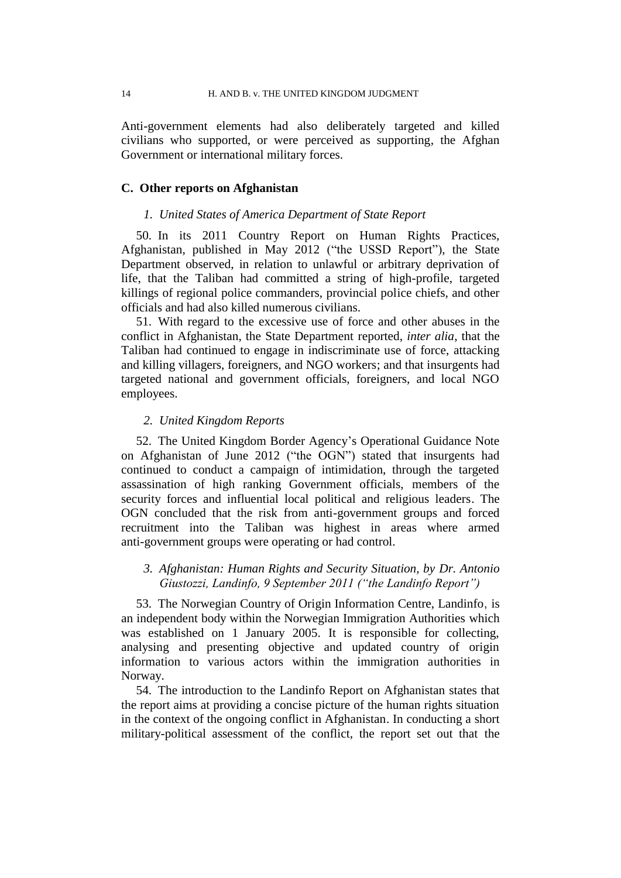Anti-government elements had also deliberately targeted and killed civilians who supported, or were perceived as supporting, the Afghan Government or international military forces.

### C. Other reports on Afghanistan

#### *1. United States of America Department of State Report*

50. In its 2011 Country Report on Human Rights Practices, Afghanistan, published in May 2012 ("the USSD Report"), the State Department observed, in relation to unlawful or arbitrary deprivation of life, that the Taliban had committed a string of high-profile, targeted killings of regional police commanders, provincial police chiefs, and other officials and had also killed numerous civilians.

51. With regard to the excessive use of force and other abuses in the conflict in Afghanistan, the State Department reported, *inter alia*, that the Taliban had continued to engage in indiscriminate use of force, attacking and killing villagers, foreigners, and NGO workers; and that insurgents had targeted national and government officials, foreigners, and local NGO employees.

#### *2. United Kingdom Reports*

52. The United Kingdom Border Agency's Operational Guidance Note on Afghanistan of June 2012 ("the OGN") stated that insurgents had continued to conduct a campaign of intimidation, through the targeted assassination of high ranking Government officials, members of the security forces and influential local political and religious leaders. The OGN concluded that the risk from anti-government groups and forced recruitment into the Taliban was highest in areas where armed anti-government groups were operating or had control.

#### *3. Afghanistan: Human Rights and Security Situation, by Dr. Antonio Giustozzi, Landinfo, 9 September 2011 ("the Landinfo Report")*

53. The Norwegian Country of Origin Information Centre, Landinfo, is an independent body within the Norwegian Immigration Authorities which was established on 1 January 2005. It is responsible for collecting, analysing and presenting objective and updated country of origin information to various actors within the immigration authorities in Norway.

54. The introduction to the Landinfo Report on Afghanistan states that the report aims at providing a concise picture of the human rights situation in the context of the ongoing conflict in Afghanistan. In conducting a short military-political assessment of the conflict, the report set out that the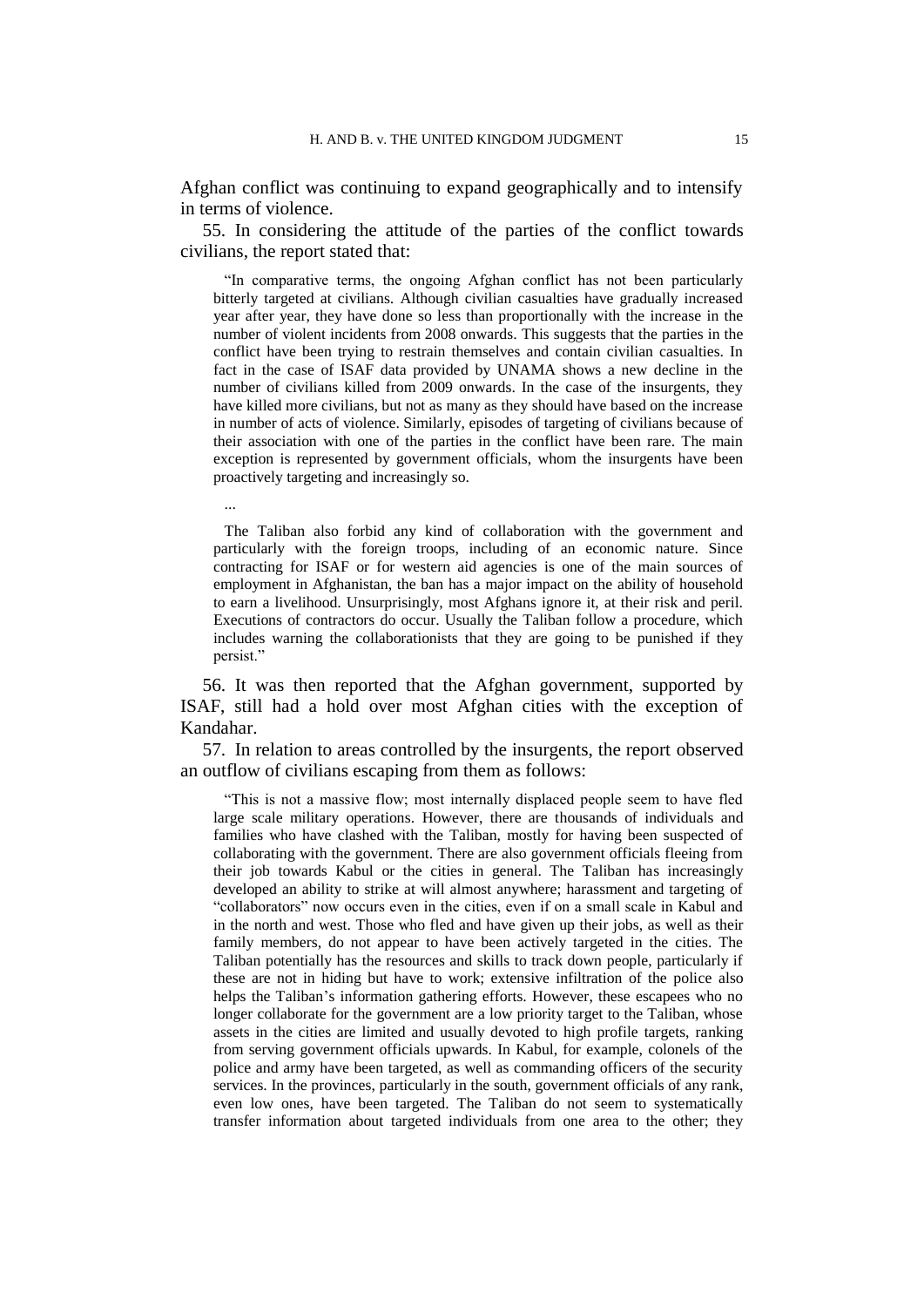Afghan conflict was continuing to expand geographically and to intensify in terms of violence.

55. In considering the attitude of the parties of the conflict towards civilians, the report stated that:

> "In comparative terms, the ongoing Afghan conflict has not been particularly bitterly targeted at civilians. Although civilian casualties have gradually increased year after year, they have done so less than proportionally with the increase in the number of violent incidents from 2008 onwards. This suggests that the parties in the conflict have been trying to restrain themselves and contain civilian casualties. In fact in the case of ISAF data provided by UNAMA shows a new decline in the number of civilians killed from 2009 onwards. In the case of the insurgents, they have killed more civilians, but not as many as they should have based on the increase in number of acts of violence. Similarly, episodes of targeting of civilians because of their association with one of the parties in the conflict have been rare. The main exception is represented by government officials, whom the insurgents have been proactively targeting and increasingly so.
>
> ...
>
> The Taliban also forbid any kind of collaboration with the government and particularly with the foreign troops, including of an economic nature. Since contracting for ISAF or for western aid agencies is one of the main sources of employment in Afghanistan, the ban has a major impact on the ability of household to earn a livelihood. Unsurprisingly, most Afghans ignore it, at their risk and peril. Executions of contractors do occur. Usually the Taliban follow a procedure, which includes warning the collaborationists that they are going to be punished if they persist."

56. It was then reported that the Afghan government, supported by ISAF, still had a hold over most Afghan cities with the exception of Kandahar.

57. In relation to areas controlled by the insurgents, the report observed an outflow of civilians escaping from them as follows:

> "This is not a massive flow; most internally displaced people seem to have fled large scale military operations. However, there are thousands of individuals and families who have clashed with the Taliban, mostly for having been suspected of collaborating with the government. There are also government officials fleeing from their job towards Kabul or the cities in general. The Taliban has increasingly developed an ability to strike at will almost anywhere; harassment and targeting of "collaborators" now occurs even in the cities, even if on a small scale in Kabul and in the north and west. Those who fled and have given up their jobs, as well as their family members, do not appear to have been actively targeted in the cities. The Taliban potentially has the resources and skills to track down people, particularly if these are not in hiding but have to work; extensive infiltration of the police also helps the Taliban's information gathering efforts. However, these escapees who no longer collaborate for the government are a low priority target to the Taliban, whose assets in the cities are limited and usually devoted to high profile targets, ranking from serving government officials upwards. In Kabul, for example, colonels of the police and army have been targeted, as well as commanding officers of the security services. In the provinces, particularly in the south, government officials of any rank, even low ones, have been targeted. The Taliban do not seem to systematically transfer information about targeted individuals from one area to the other; they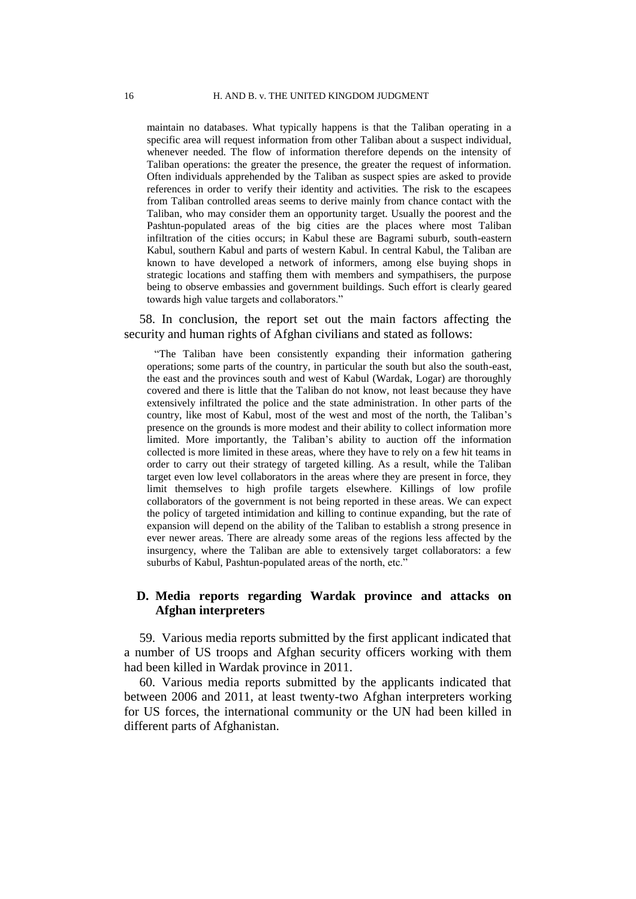> maintain no databases. What typically happens is that the Taliban operating in a specific area will request information from other Taliban about a suspect individual, whenever needed. The flow of information therefore depends on the intensity of Taliban operations: the greater the presence, the greater the request of information. Often individuals apprehended by the Taliban as suspect spies are asked to provide references in order to verify their identity and activities. The risk to the escapees from Taliban controlled areas seems to derive mainly from chance contact with the Taliban, who may consider them an opportunity target. Usually the poorest and the Pashtun-populated areas of the big cities are the places where most Taliban infiltration of the cities occurs; in Kabul these are Bagrami suburb, south-eastern Kabul, southern Kabul and parts of western Kabul. In central Kabul, the Taliban are known to have developed a network of informers, among else buying shops in strategic locations and staffing them with members and sympathisers, the purpose being to observe embassies and government buildings. Such effort is clearly geared towards high value targets and collaborators."

58. In conclusion, the report set out the main factors affecting the security and human rights of Afghan civilians and stated as follows:

> "The Taliban have been consistently expanding their information gathering operations; some parts of the country, in particular the south but also the south-east, the east and the provinces south and west of Kabul (Wardak, Logar) are thoroughly covered and there is little that the Taliban do not know, not least because they have extensively infiltrated the police and the state administration. In other parts of the country, like most of Kabul, most of the west and most of the north, the Taliban's presence on the grounds is more modest and their ability to collect information more limited. More importantly, the Taliban's ability to auction off the information collected is more limited in these areas, where they have to rely on a few hit teams in order to carry out their strategy of targeted killing. As a result, while the Taliban target even low level collaborators in the areas where they are present in force, they limit themselves to high profile targets elsewhere. Killings of low profile collaborators of the government is not being reported in these areas. We can expect the policy of targeted intimidation and killing to continue expanding, but the rate of expansion will depend on the ability of the Taliban to establish a strong presence in ever newer areas. There are already some areas of the regions less affected by the insurgency, where the Taliban are able to extensively target collaborators: a few suburbs of Kabul, Pashtun-populated areas of the north, etc."

### D. Media reports regarding Wardak province and attacks on Afghan interpreters

59. Various media reports submitted by the first applicant indicated that a number of US troops and Afghan security officers working with them had been killed in Wardak province in 2011.

60. Various media reports submitted by the applicants indicated that between 2006 and 2011, at least twenty-two Afghan interpreters working for US forces, the international community or the UN had been killed in different parts of Afghanistan.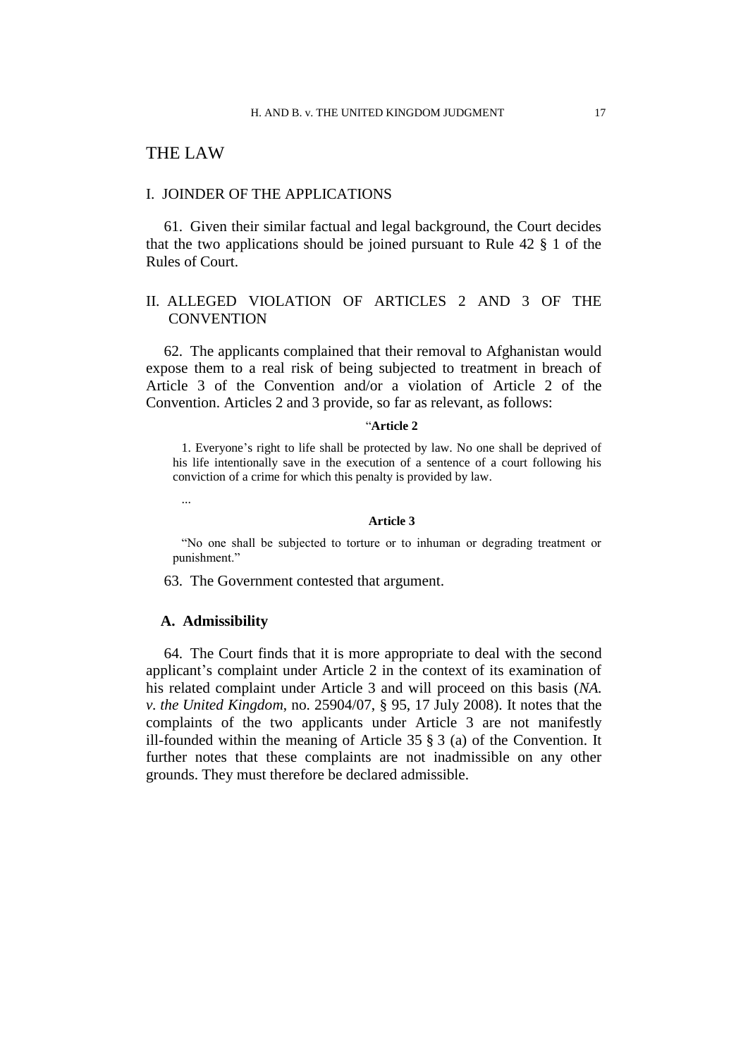# THE LAW

## I. JOINDER OF THE APPLICATIONS

61. Given their similar factual and legal background, the Court decides that the two applications should be joined pursuant to Rule 42 § 1 of the Rules of Court.

## II. ALLEGED VIOLATION OF ARTICLES 2 AND 3 OF THE CONVENTION

62. The applicants complained that their removal to Afghanistan would expose them to a real risk of being subjected to treatment in breach of Article 3 of the Convention and/or a violation of Article 2 of the Convention. Articles 2 and 3 provide, so far as relevant, as follows:

> "**Article 2**
>
> 1. Everyone's right to life shall be protected by law. No one shall be deprived of his life intentionally save in the execution of a sentence of a court following his conviction of a crime for which this penalty is provided by law.
>
> ...
>
> **Article 3**
>
> "No one shall be subjected to torture or to inhuman or degrading treatment or punishment."

63. The Government contested that argument.

### A. Admissibility

64. The Court finds that it is more appropriate to deal with the second applicant's complaint under Article 2 in the context of its examination of his related complaint under Article 3 and will proceed on this basis (*NA. v. the United Kingdom*, no. 25904/07, § 95, 17 July 2008). It notes that the complaints of the two applicants under Article 3 are not manifestly ill-founded within the meaning of Article 35 § 3 (a) of the Convention. It further notes that these complaints are not inadmissible on any other grounds. They must therefore be declared admissible.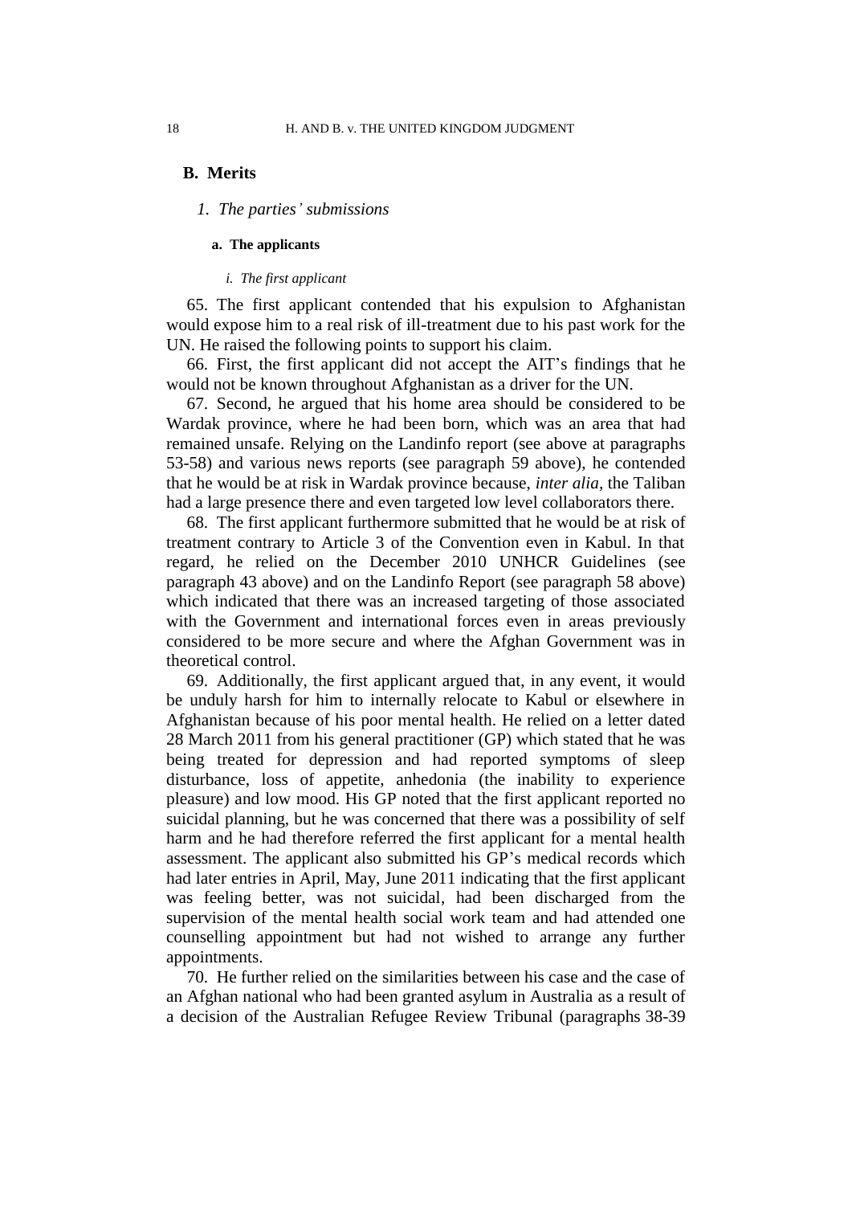## B. Merits

### *1. The parties' submissions*

#### a. The applicants

##### *i. The first applicant*

65. The first applicant contended that his expulsion to Afghanistan would expose him to a real risk of ill-treatment due to his past work for the UN. He raised the following points to support his claim.

66. First, the first applicant did not accept the AIT's findings that he would not be known throughout Afghanistan as a driver for the UN.

67. Second, he argued that his home area should be considered to be Wardak province, where he had been born, which was an area that had remained unsafe. Relying on the Landinfo report (see above at paragraphs 53-58) and various news reports (see paragraph 59 above), he contended that he would be at risk in Wardak province because, *inter alia,* the Taliban had a large presence there and even targeted low level collaborators there.

68. The first applicant furthermore submitted that he would be at risk of treatment contrary to Article 3 of the Convention even in Kabul. In that regard, he relied on the December 2010 UNHCR Guidelines (see paragraph 43 above) and on the Landinfo Report (see paragraph 58 above) which indicated that there was an increased targeting of those associated with the Government and international forces even in areas previously considered to be more secure and where the Afghan Government was in theoretical control.

69. Additionally, the first applicant argued that, in any event, it would be unduly harsh for him to internally relocate to Kabul or elsewhere in Afghanistan because of his poor mental health. He relied on a letter dated 28 March 2011 from his general practitioner (GP) which stated that he was being treated for depression and had reported symptoms of sleep disturbance, loss of appetite, anhedonia (the inability to experience pleasure) and low mood. His GP noted that the first applicant reported no suicidal planning, but he was concerned that there was a possibility of self harm and he had therefore referred the first applicant for a mental health assessment. The applicant also submitted his GP's medical records which had later entries in April, May, June 2011 indicating that the first applicant was feeling better, was not suicidal, had been discharged from the supervision of the mental health social work team and had attended one counselling appointment but had not wished to arrange any further appointments.

70. He further relied on the similarities between his case and the case of an Afghan national who had been granted asylum in Australia as a result of a decision of the Australian Refugee Review Tribunal (paragraphs 38-39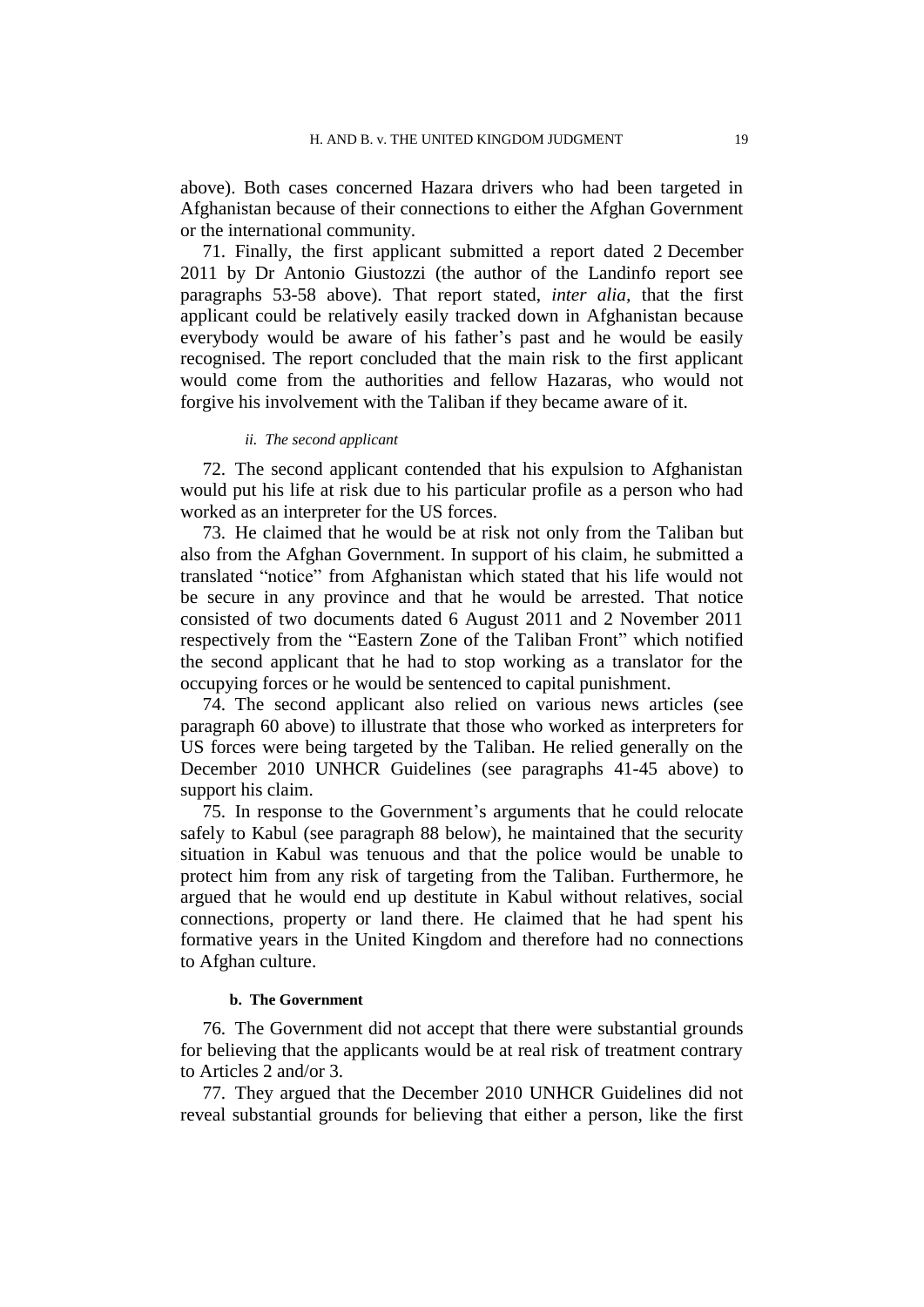above). Both cases concerned Hazara drivers who had been targeted in Afghanistan because of their connections to either the Afghan Government or the international community.

71. Finally, the first applicant submitted a report dated 2 December 2011 by Dr Antonio Giustozzi (the author of the Landinfo report see paragraphs 53-58 above). That report stated, *inter alia,* that the first applicant could be relatively easily tracked down in Afghanistan because everybody would be aware of his father's past and he would be easily recognised. The report concluded that the main risk to the first applicant would come from the authorities and fellow Hazaras, who would not forgive his involvement with the Taliban if they became aware of it.

*ii. The second applicant*

72. The second applicant contended that his expulsion to Afghanistan would put his life at risk due to his particular profile as a person who had worked as an interpreter for the US forces.

73. He claimed that he would be at risk not only from the Taliban but also from the Afghan Government. In support of his claim, he submitted a translated "notice" from Afghanistan which stated that his life would not be secure in any province and that he would be arrested. That notice consisted of two documents dated 6 August 2011 and 2 November 2011 respectively from the "Eastern Zone of the Taliban Front" which notified the second applicant that he had to stop working as a translator for the occupying forces or he would be sentenced to capital punishment.

74. The second applicant also relied on various news articles (see paragraph 60 above) to illustrate that those who worked as interpreters for US forces were being targeted by the Taliban. He relied generally on the December 2010 UNHCR Guidelines (see paragraphs 41-45 above) to support his claim.

75. In response to the Government's arguments that he could relocate safely to Kabul (see paragraph 88 below), he maintained that the security situation in Kabul was tenuous and that the police would be unable to protect him from any risk of targeting from the Taliban. Furthermore, he argued that he would end up destitute in Kabul without relatives, social connections, property or land there. He claimed that he had spent his formative years in the United Kingdom and therefore had no connections to Afghan culture.

**b. The Government**

76. The Government did not accept that there were substantial grounds for believing that the applicants would be at real risk of treatment contrary to Articles 2 and/or 3.

77. They argued that the December 2010 UNHCR Guidelines did not reveal substantial grounds for believing that either a person, like the first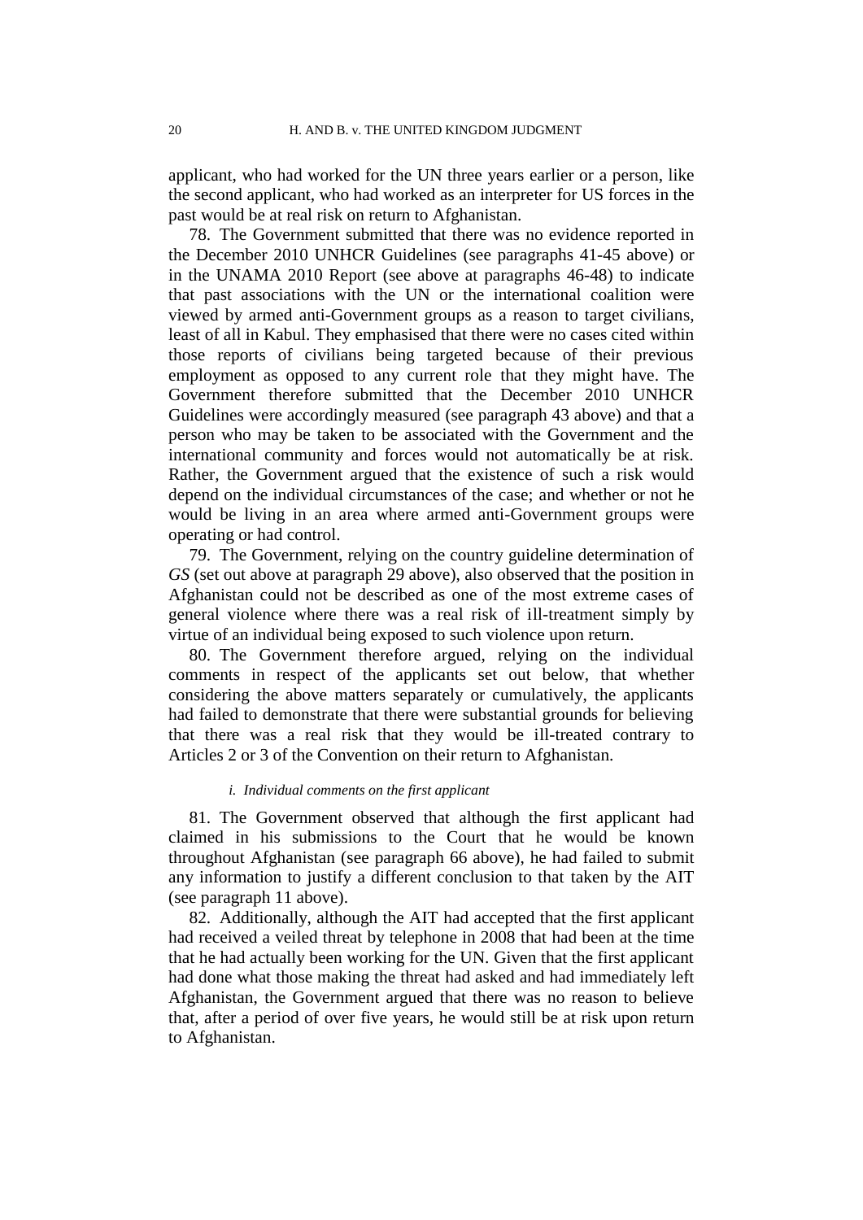applicant, who had worked for the UN three years earlier or a person, like the second applicant, who had worked as an interpreter for US forces in the past would be at real risk on return to Afghanistan.

78. The Government submitted that there was no evidence reported in the December 2010 UNHCR Guidelines (see paragraphs 41-45 above) or in the UNAMA 2010 Report (see above at paragraphs 46-48) to indicate that past associations with the UN or the international coalition were viewed by armed anti-Government groups as a reason to target civilians, least of all in Kabul. They emphasised that there were no cases cited within those reports of civilians being targeted because of their previous employment as opposed to any current role that they might have. The Government therefore submitted that the December 2010 UNHCR Guidelines were accordingly measured (see paragraph 43 above) and that a person who may be taken to be associated with the Government and the international community and forces would not automatically be at risk. Rather, the Government argued that the existence of such a risk would depend on the individual circumstances of the case; and whether or not he would be living in an area where armed anti-Government groups were operating or had control.

79. The Government, relying on the country guideline determination of *GS* (set out above at paragraph 29 above), also observed that the position in Afghanistan could not be described as one of the most extreme cases of general violence where there was a real risk of ill-treatment simply by virtue of an individual being exposed to such violence upon return.

80. The Government therefore argued, relying on the individual comments in respect of the applicants set out below, that whether considering the above matters separately or cumulatively, the applicants had failed to demonstrate that there were substantial grounds for believing that there was a real risk that they would be ill-treated contrary to Articles 2 or 3 of the Convention on their return to Afghanistan.

*i. Individual comments on the first applicant*

81. The Government observed that although the first applicant had claimed in his submissions to the Court that he would be known throughout Afghanistan (see paragraph 66 above), he had failed to submit any information to justify a different conclusion to that taken by the AIT (see paragraph 11 above).

82. Additionally, although the AIT had accepted that the first applicant had received a veiled threat by telephone in 2008 that had been at the time that he had actually been working for the UN. Given that the first applicant had done what those making the threat had asked and had immediately left Afghanistan, the Government argued that there was no reason to believe that, after a period of over five years, he would still be at risk upon return to Afghanistan.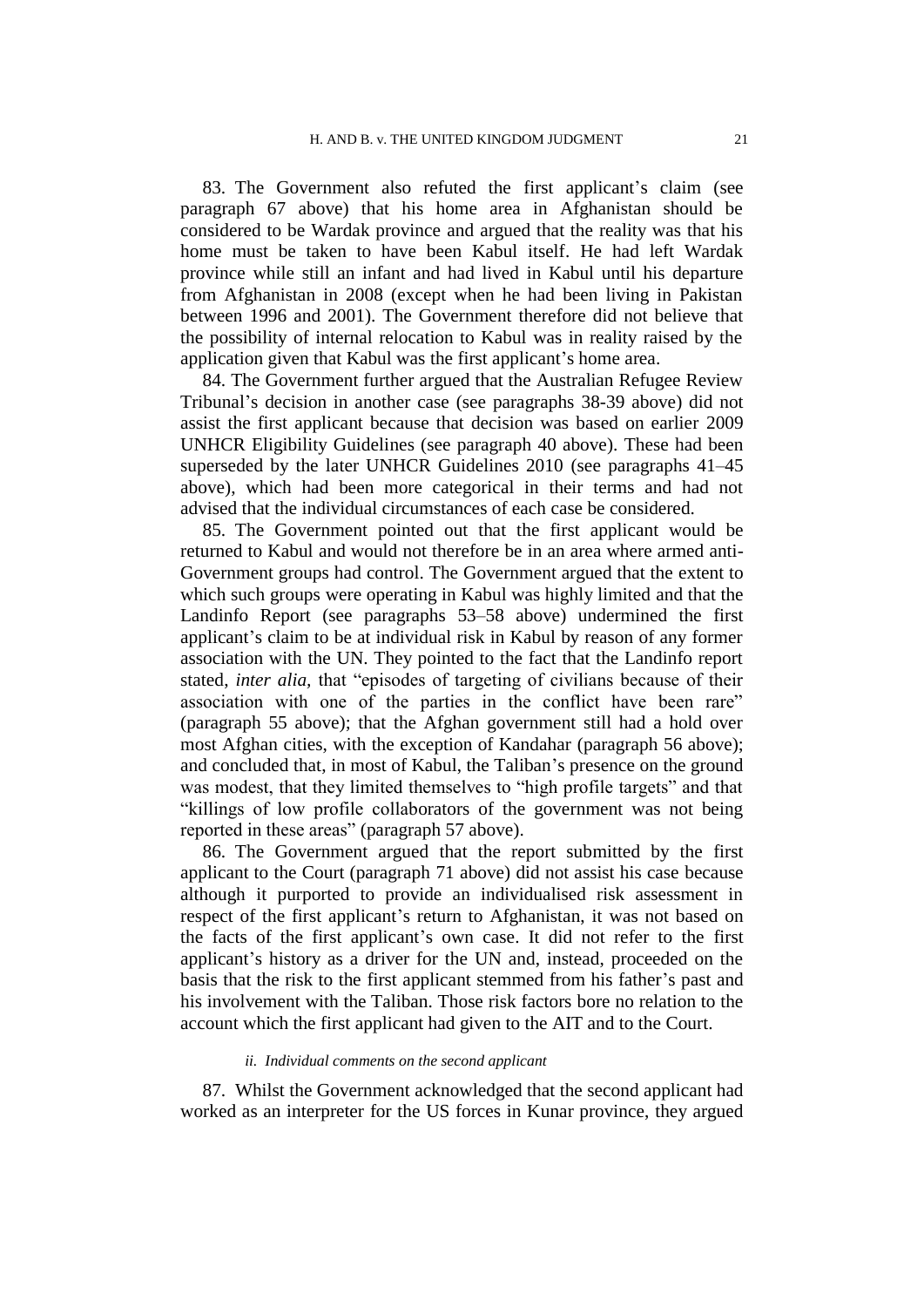83. The Government also refuted the first applicant's claim (see paragraph 67 above) that his home area in Afghanistan should be considered to be Wardak province and argued that the reality was that his home must be taken to have been Kabul itself. He had left Wardak province while still an infant and had lived in Kabul until his departure from Afghanistan in 2008 (except when he had been living in Pakistan between 1996 and 2001). The Government therefore did not believe that the possibility of internal relocation to Kabul was in reality raised by the application given that Kabul was the first applicant's home area.

84. The Government further argued that the Australian Refugee Review Tribunal's decision in another case (see paragraphs 38-39 above) did not assist the first applicant because that decision was based on earlier 2009 UNHCR Eligibility Guidelines (see paragraph 40 above). These had been superseded by the later UNHCR Guidelines 2010 (see paragraphs 41–45 above), which had been more categorical in their terms and had not advised that the individual circumstances of each case be considered.

85. The Government pointed out that the first applicant would be returned to Kabul and would not therefore be in an area where armed anti-Government groups had control. The Government argued that the extent to which such groups were operating in Kabul was highly limited and that the Landinfo Report (see paragraphs 53–58 above) undermined the first applicant's claim to be at individual risk in Kabul by reason of any former association with the UN. They pointed to the fact that the Landinfo report stated, *inter alia*, that "episodes of targeting of civilians because of their association with one of the parties in the conflict have been rare" (paragraph 55 above); that the Afghan government still had a hold over most Afghan cities, with the exception of Kandahar (paragraph 56 above); and concluded that, in most of Kabul, the Taliban's presence on the ground was modest, that they limited themselves to "high profile targets" and that "killings of low profile collaborators of the government was not being reported in these areas" (paragraph 57 above).

86. The Government argued that the report submitted by the first applicant to the Court (paragraph 71 above) did not assist his case because although it purported to provide an individualised risk assessment in respect of the first applicant's return to Afghanistan, it was not based on the facts of the first applicant's own case. It did not refer to the first applicant's history as a driver for the UN and, instead, proceeded on the basis that the risk to the first applicant stemmed from his father's past and his involvement with the Taliban. Those risk factors bore no relation to the account which the first applicant had given to the AIT and to the Court.

*ii. Individual comments on the second applicant*

87. Whilst the Government acknowledged that the second applicant had worked as an interpreter for the US forces in Kunar province, they argued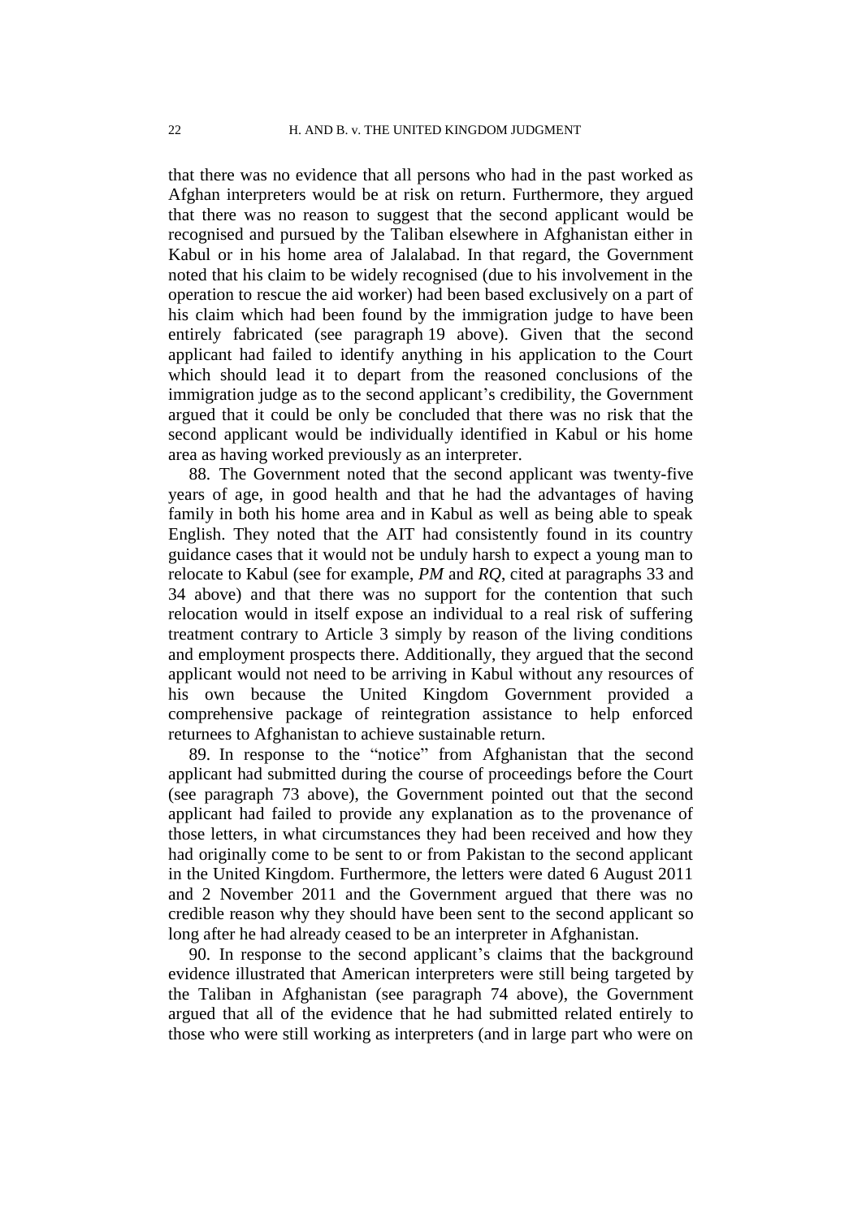that there was no evidence that all persons who had in the past worked as Afghan interpreters would be at risk on return. Furthermore, they argued that there was no reason to suggest that the second applicant would be recognised and pursued by the Taliban elsewhere in Afghanistan either in Kabul or in his home area of Jalalabad. In that regard, the Government noted that his claim to be widely recognised (due to his involvement in the operation to rescue the aid worker) had been based exclusively on a part of his claim which had been found by the immigration judge to have been entirely fabricated (see paragraph 19 above). Given that the second applicant had failed to identify anything in his application to the Court which should lead it to depart from the reasoned conclusions of the immigration judge as to the second applicant's credibility, the Government argued that it could be only be concluded that there was no risk that the second applicant would be individually identified in Kabul or his home area as having worked previously as an interpreter.

88. The Government noted that the second applicant was twenty-five years of age, in good health and that he had the advantages of having family in both his home area and in Kabul as well as being able to speak English. They noted that the AIT had consistently found in its country guidance cases that it would not be unduly harsh to expect a young man to relocate to Kabul (see for example, *PM* and *RQ*, cited at paragraphs 33 and 34 above) and that there was no support for the contention that such relocation would in itself expose an individual to a real risk of suffering treatment contrary to Article 3 simply by reason of the living conditions and employment prospects there. Additionally, they argued that the second applicant would not need to be arriving in Kabul without any resources of his own because the United Kingdom Government provided a comprehensive package of reintegration assistance to help enforced returnees to Afghanistan to achieve sustainable return.

89. In response to the "notice" from Afghanistan that the second applicant had submitted during the course of proceedings before the Court (see paragraph 73 above), the Government pointed out that the second applicant had failed to provide any explanation as to the provenance of those letters, in what circumstances they had been received and how they had originally come to be sent to or from Pakistan to the second applicant in the United Kingdom. Furthermore, the letters were dated 6 August 2011 and 2 November 2011 and the Government argued that there was no credible reason why they should have been sent to the second applicant so long after he had already ceased to be an interpreter in Afghanistan.

90. In response to the second applicant's claims that the background evidence illustrated that American interpreters were still being targeted by the Taliban in Afghanistan (see paragraph 74 above), the Government argued that all of the evidence that he had submitted related entirely to those who were still working as interpreters (and in large part who were on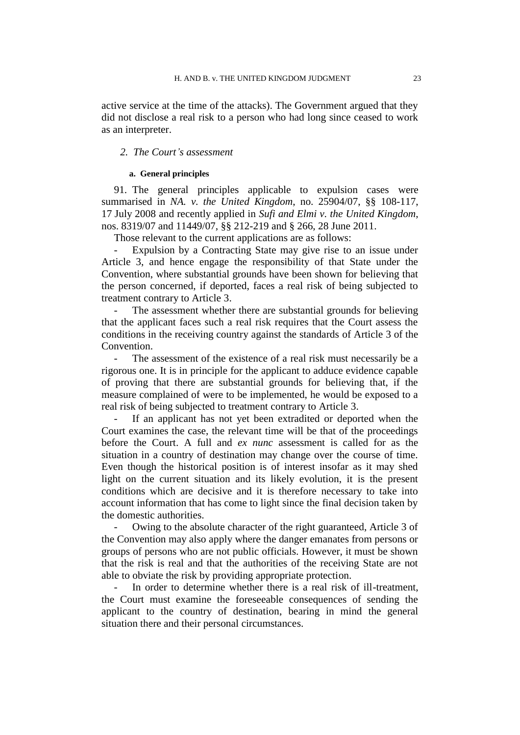active service at the time of the attacks). The Government argued that they did not disclose a real risk to a person who had long since ceased to work as an interpreter.

### *2. The Court's assessment*

#### a. General principles

91. The general principles applicable to expulsion cases were summarised in *NA. v. the United Kingdom*, no. 25904/07, §§ 108-117, 17 July 2008 and recently applied in *Sufi and Elmi v. the United Kingdom*, nos. 8319/07 and 11449/07, §§ 212-219 and § 266, 28 June 2011.

Those relevant to the current applications are as follows:

- Expulsion by a Contracting State may give rise to an issue under Article 3, and hence engage the responsibility of that State under the Convention, where substantial grounds have been shown for believing that the person concerned, if deported, faces a real risk of being subjected to treatment contrary to Article 3.
- The assessment whether there are substantial grounds for believing that the applicant faces such a real risk requires that the Court assess the conditions in the receiving country against the standards of Article 3 of the Convention.
- The assessment of the existence of a real risk must necessarily be a rigorous one. It is in principle for the applicant to adduce evidence capable of proving that there are substantial grounds for believing that, if the measure complained of were to be implemented, he would be exposed to a real risk of being subjected to treatment contrary to Article 3.
- If an applicant has not yet been extradited or deported when the Court examines the case, the relevant time will be that of the proceedings before the Court. A full and *ex nunc* assessment is called for as the situation in a country of destination may change over the course of time. Even though the historical position is of interest insofar as it may shed light on the current situation and its likely evolution, it is the present conditions which are decisive and it is therefore necessary to take into account information that has come to light since the final decision taken by the domestic authorities.
- Owing to the absolute character of the right guaranteed, Article 3 of the Convention may also apply where the danger emanates from persons or groups of persons who are not public officials. However, it must be shown that the risk is real and that the authorities of the receiving State are not able to obviate the risk by providing appropriate protection.
- In order to determine whether there is a real risk of ill-treatment, the Court must examine the foreseeable consequences of sending the applicant to the country of destination, bearing in mind the general situation there and their personal circumstances.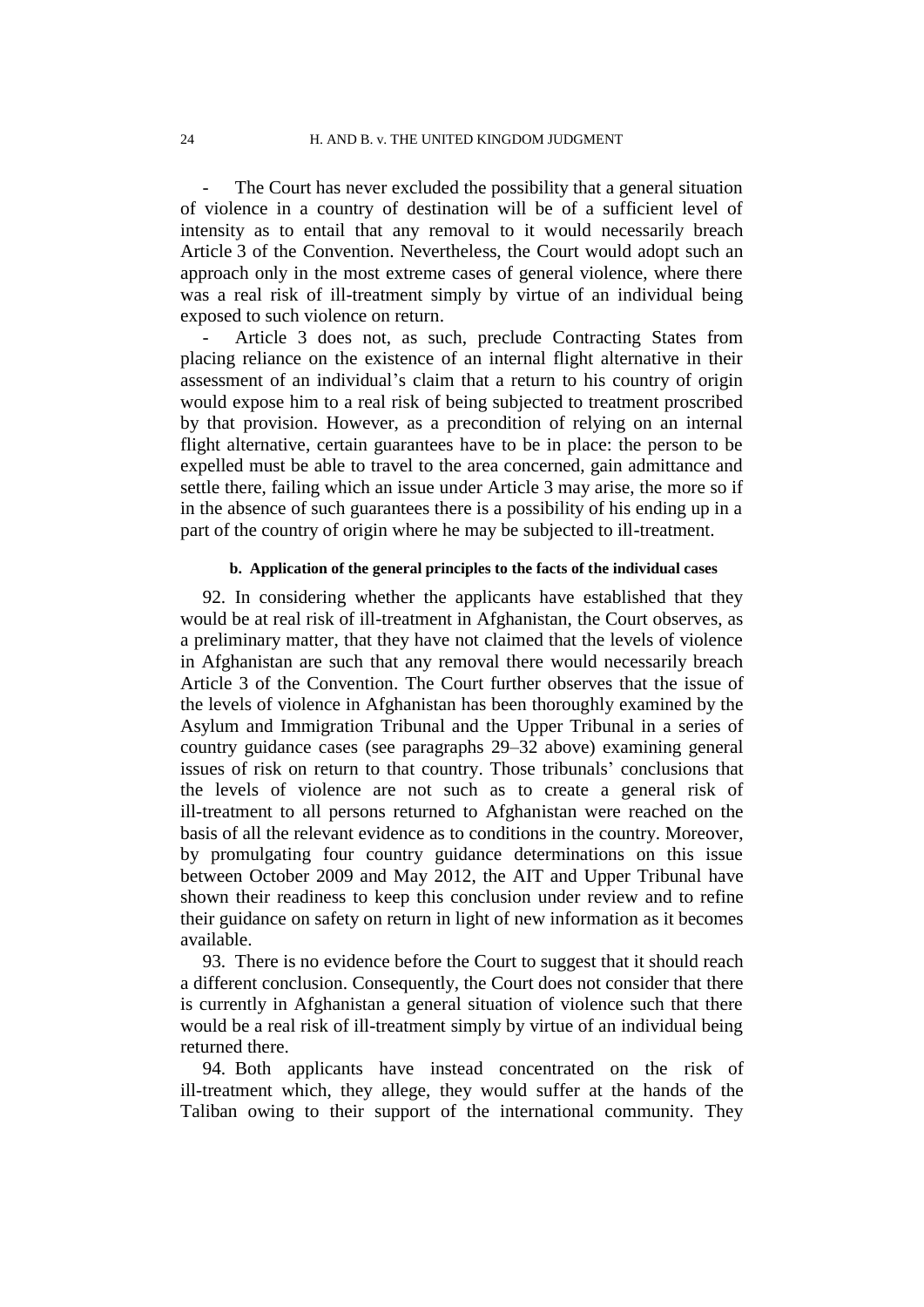- The Court has never excluded the possibility that a general situation of violence in a country of destination will be of a sufficient level of intensity as to entail that any removal to it would necessarily breach Article 3 of the Convention. Nevertheless, the Court would adopt such an approach only in the most extreme cases of general violence, where there was a real risk of ill-treatment simply by virtue of an individual being exposed to such violence on return.

- Article 3 does not, as such, preclude Contracting States from placing reliance on the existence of an internal flight alternative in their assessment of an individual's claim that a return to his country of origin would expose him to a real risk of being subjected to treatment proscribed by that provision. However, as a precondition of relying on an internal flight alternative, certain guarantees have to be in place: the person to be expelled must be able to travel to the area concerned, gain admittance and settle there, failing which an issue under Article 3 may arise, the more so if in the absence of such guarantees there is a possibility of his ending up in a part of the country of origin where he may be subjected to ill-treatment.

#### b. Application of the general principles to the facts of the individual cases

92. In considering whether the applicants have established that they would be at real risk of ill-treatment in Afghanistan, the Court observes, as a preliminary matter, that they have not claimed that the levels of violence in Afghanistan are such that any removal there would necessarily breach Article 3 of the Convention. The Court further observes that the issue of the levels of violence in Afghanistan has been thoroughly examined by the Asylum and Immigration Tribunal and the Upper Tribunal in a series of country guidance cases (see paragraphs 29–32 above) examining general issues of risk on return to that country. Those tribunals' conclusions that the levels of violence are not such as to create a general risk of ill-treatment to all persons returned to Afghanistan were reached on the basis of all the relevant evidence as to conditions in the country. Moreover, by promulgating four country guidance determinations on this issue between October 2009 and May 2012, the AIT and Upper Tribunal have shown their readiness to keep this conclusion under review and to refine their guidance on safety on return in light of new information as it becomes available.

93. There is no evidence before the Court to suggest that it should reach a different conclusion. Consequently, the Court does not consider that there is currently in Afghanistan a general situation of violence such that there would be a real risk of ill-treatment simply by virtue of an individual being returned there.

94. Both applicants have instead concentrated on the risk of ill-treatment which, they allege, they would suffer at the hands of the Taliban owing to their support of the international community. They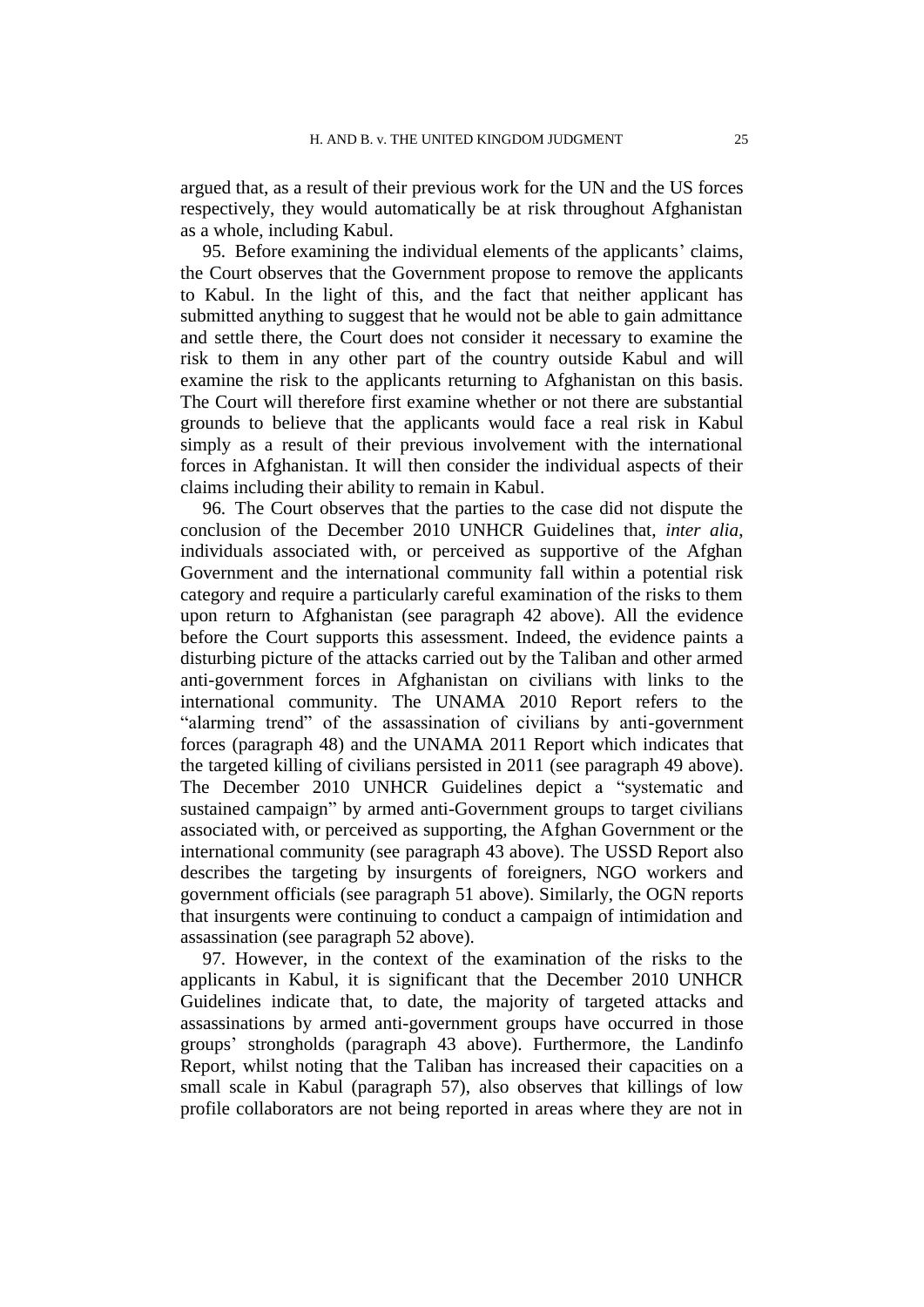argued that, as a result of their previous work for the UN and the US forces respectively, they would automatically be at risk throughout Afghanistan as a whole, including Kabul.

95. Before examining the individual elements of the applicants' claims, the Court observes that the Government propose to remove the applicants to Kabul. In the light of this, and the fact that neither applicant has submitted anything to suggest that he would not be able to gain admittance and settle there, the Court does not consider it necessary to examine the risk to them in any other part of the country outside Kabul and will examine the risk to the applicants returning to Afghanistan on this basis. The Court will therefore first examine whether or not there are substantial grounds to believe that the applicants would face a real risk in Kabul simply as a result of their previous involvement with the international forces in Afghanistan. It will then consider the individual aspects of their claims including their ability to remain in Kabul.

96. The Court observes that the parties to the case did not dispute the conclusion of the December 2010 UNHCR Guidelines that, *inter alia*, individuals associated with, or perceived as supportive of the Afghan Government and the international community fall within a potential risk category and require a particularly careful examination of the risks to them upon return to Afghanistan (see paragraph 42 above). All the evidence before the Court supports this assessment. Indeed, the evidence paints a disturbing picture of the attacks carried out by the Taliban and other armed anti-government forces in Afghanistan on civilians with links to the international community. The UNAMA 2010 Report refers to the "alarming trend" of the assassination of civilians by anti-government forces (paragraph 48) and the UNAMA 2011 Report which indicates that the targeted killing of civilians persisted in 2011 (see paragraph 49 above). The December 2010 UNHCR Guidelines depict a "systematic and sustained campaign" by armed anti-Government groups to target civilians associated with, or perceived as supporting, the Afghan Government or the international community (see paragraph 43 above). The USSD Report also describes the targeting by insurgents of foreigners, NGO workers and government officials (see paragraph 51 above). Similarly, the OGN reports that insurgents were continuing to conduct a campaign of intimidation and assassination (see paragraph 52 above).

97. However, in the context of the examination of the risks to the applicants in Kabul, it is significant that the December 2010 UNHCR Guidelines indicate that, to date, the majority of targeted attacks and assassinations by armed anti-government groups have occurred in those groups' strongholds (paragraph 43 above). Furthermore, the Landinfo Report, whilst noting that the Taliban has increased their capacities on a small scale in Kabul (paragraph 57), also observes that killings of low profile collaborators are not being reported in areas where they are not in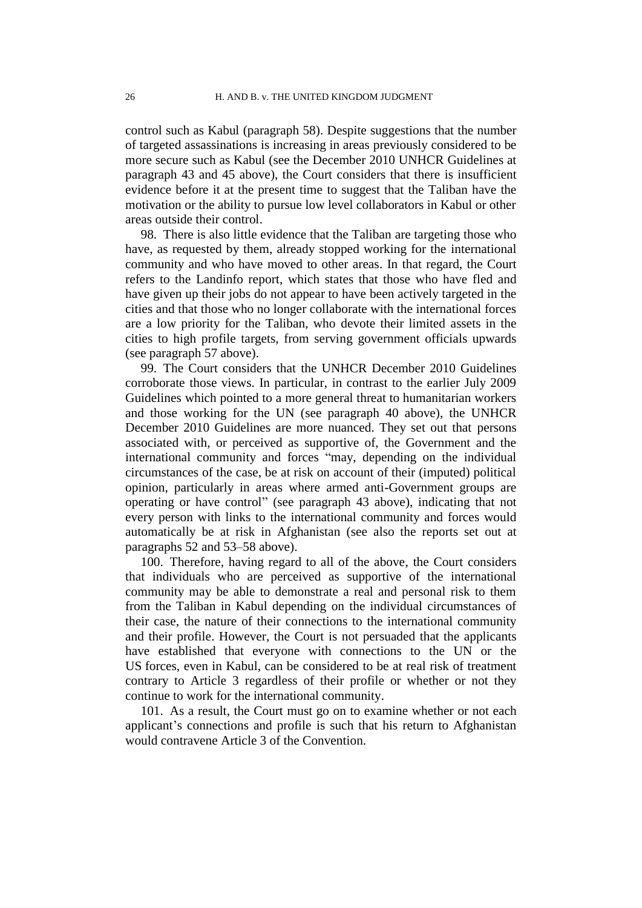control such as Kabul (paragraph 58). Despite suggestions that the number of targeted assassinations is increasing in areas previously considered to be more secure such as Kabul (see the December 2010 UNHCR Guidelines at paragraph 43 and 45 above), the Court considers that there is insufficient evidence before it at the present time to suggest that the Taliban have the motivation or the ability to pursue low level collaborators in Kabul or other areas outside their control.

98. There is also little evidence that the Taliban are targeting those who have, as requested by them, already stopped working for the international community and who have moved to other areas. In that regard, the Court refers to the Landinfo report, which states that those who have fled and have given up their jobs do not appear to have been actively targeted in the cities and that those who no longer collaborate with the international forces are a low priority for the Taliban, who devote their limited assets in the cities to high profile targets, from serving government officials upwards (see paragraph 57 above).

99. The Court considers that the UNHCR December 2010 Guidelines corroborate those views. In particular, in contrast to the earlier July 2009 Guidelines which pointed to a more general threat to humanitarian workers and those working for the UN (see paragraph 40 above), the UNHCR December 2010 Guidelines are more nuanced. They set out that persons associated with, or perceived as supportive of, the Government and the international community and forces "may, depending on the individual circumstances of the case, be at risk on account of their (imputed) political opinion, particularly in areas where armed anti-Government groups are operating or have control" (see paragraph 43 above), indicating that not every person with links to the international community and forces would automatically be at risk in Afghanistan (see also the reports set out at paragraphs 52 and 53–58 above).

100. Therefore, having regard to all of the above, the Court considers that individuals who are perceived as supportive of the international community may be able to demonstrate a real and personal risk to them from the Taliban in Kabul depending on the individual circumstances of their case, the nature of their connections to the international community and their profile. However, the Court is not persuaded that the applicants have established that everyone with connections to the UN or the US forces, even in Kabul, can be considered to be at real risk of treatment contrary to Article 3 regardless of their profile or whether or not they continue to work for the international community.

101. As a result, the Court must go on to examine whether or not each applicant's connections and profile is such that his return to Afghanistan would contravene Article 3 of the Convention.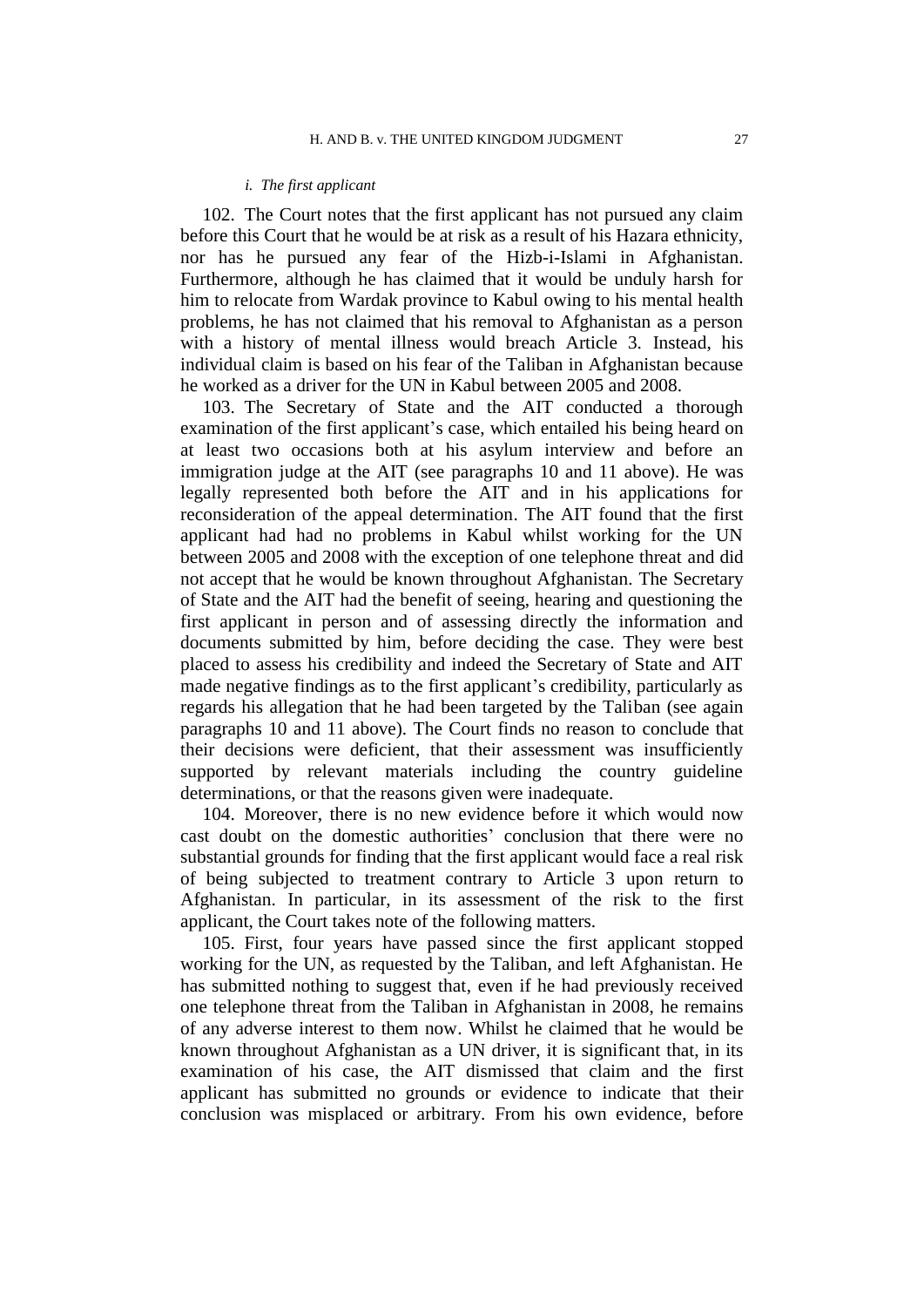*i. The first applicant*

102. The Court notes that the first applicant has not pursued any claim before this Court that he would be at risk as a result of his Hazara ethnicity, nor has he pursued any fear of the Hizb-i-Islami in Afghanistan. Furthermore, although he has claimed that it would be unduly harsh for him to relocate from Wardak province to Kabul owing to his mental health problems, he has not claimed that his removal to Afghanistan as a person with a history of mental illness would breach Article 3. Instead, his individual claim is based on his fear of the Taliban in Afghanistan because he worked as a driver for the UN in Kabul between 2005 and 2008.

103. The Secretary of State and the AIT conducted a thorough examination of the first applicant's case, which entailed his being heard on at least two occasions both at his asylum interview and before an immigration judge at the AIT (see paragraphs 10 and 11 above). He was legally represented both before the AIT and in his applications for reconsideration of the appeal determination. The AIT found that the first applicant had had no problems in Kabul whilst working for the UN between 2005 and 2008 with the exception of one telephone threat and did not accept that he would be known throughout Afghanistan. The Secretary of State and the AIT had the benefit of seeing, hearing and questioning the first applicant in person and of assessing directly the information and documents submitted by him, before deciding the case. They were best placed to assess his credibility and indeed the Secretary of State and AIT made negative findings as to the first applicant's credibility, particularly as regards his allegation that he had been targeted by the Taliban (see again paragraphs 10 and 11 above). The Court finds no reason to conclude that their decisions were deficient, that their assessment was insufficiently supported by relevant materials including the country guideline determinations, or that the reasons given were inadequate.

104. Moreover, there is no new evidence before it which would now cast doubt on the domestic authorities' conclusion that there were no substantial grounds for finding that the first applicant would face a real risk of being subjected to treatment contrary to Article 3 upon return to Afghanistan. In particular, in its assessment of the risk to the first applicant, the Court takes note of the following matters.

105. First, four years have passed since the first applicant stopped working for the UN, as requested by the Taliban, and left Afghanistan. He has submitted nothing to suggest that, even if he had previously received one telephone threat from the Taliban in Afghanistan in 2008, he remains of any adverse interest to them now. Whilst he claimed that he would be known throughout Afghanistan as a UN driver, it is significant that, in its examination of his case, the AIT dismissed that claim and the first applicant has submitted no grounds or evidence to indicate that their conclusion was misplaced or arbitrary. From his own evidence, before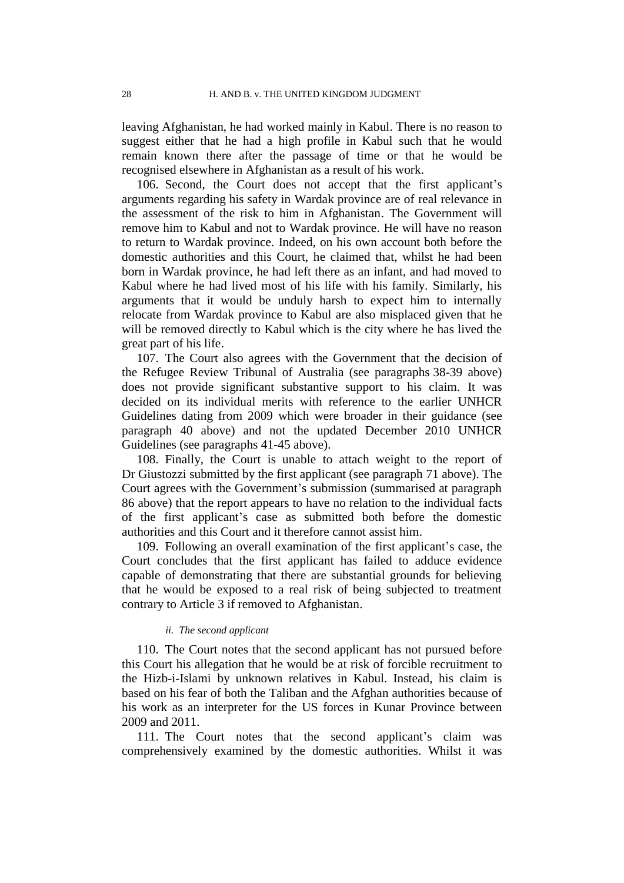leaving Afghanistan, he had worked mainly in Kabul. There is no reason to suggest either that he had a high profile in Kabul such that he would remain known there after the passage of time or that he would be recognised elsewhere in Afghanistan as a result of his work.

106. Second, the Court does not accept that the first applicant's arguments regarding his safety in Wardak province are of real relevance in the assessment of the risk to him in Afghanistan. The Government will remove him to Kabul and not to Wardak province. He will have no reason to return to Wardak province. Indeed, on his own account both before the domestic authorities and this Court, he claimed that, whilst he had been born in Wardak province, he had left there as an infant, and had moved to Kabul where he had lived most of his life with his family. Similarly, his arguments that it would be unduly harsh to expect him to internally relocate from Wardak province to Kabul are also misplaced given that he will be removed directly to Kabul which is the city where he has lived the great part of his life.

107. The Court also agrees with the Government that the decision of the Refugee Review Tribunal of Australia (see paragraphs 38-39 above) does not provide significant substantive support to his claim. It was decided on its individual merits with reference to the earlier UNHCR Guidelines dating from 2009 which were broader in their guidance (see paragraph 40 above) and not the updated December 2010 UNHCR Guidelines (see paragraphs 41-45 above).

108. Finally, the Court is unable to attach weight to the report of Dr Giustozzi submitted by the first applicant (see paragraph 71 above). The Court agrees with the Government's submission (summarised at paragraph 86 above) that the report appears to have no relation to the individual facts of the first applicant's case as submitted both before the domestic authorities and this Court and it therefore cannot assist him.

109. Following an overall examination of the first applicant's case, the Court concludes that the first applicant has failed to adduce evidence capable of demonstrating that there are substantial grounds for believing that he would be exposed to a real risk of being subjected to treatment contrary to Article 3 if removed to Afghanistan.

*ii. The second applicant*

110. The Court notes that the second applicant has not pursued before this Court his allegation that he would be at risk of forcible recruitment to the Hizb-i-Islami by unknown relatives in Kabul. Instead, his claim is based on his fear of both the Taliban and the Afghan authorities because of his work as an interpreter for the US forces in Kunar Province between 2009 and 2011.

111. The Court notes that the second applicant's claim was comprehensively examined by the domestic authorities. Whilst it was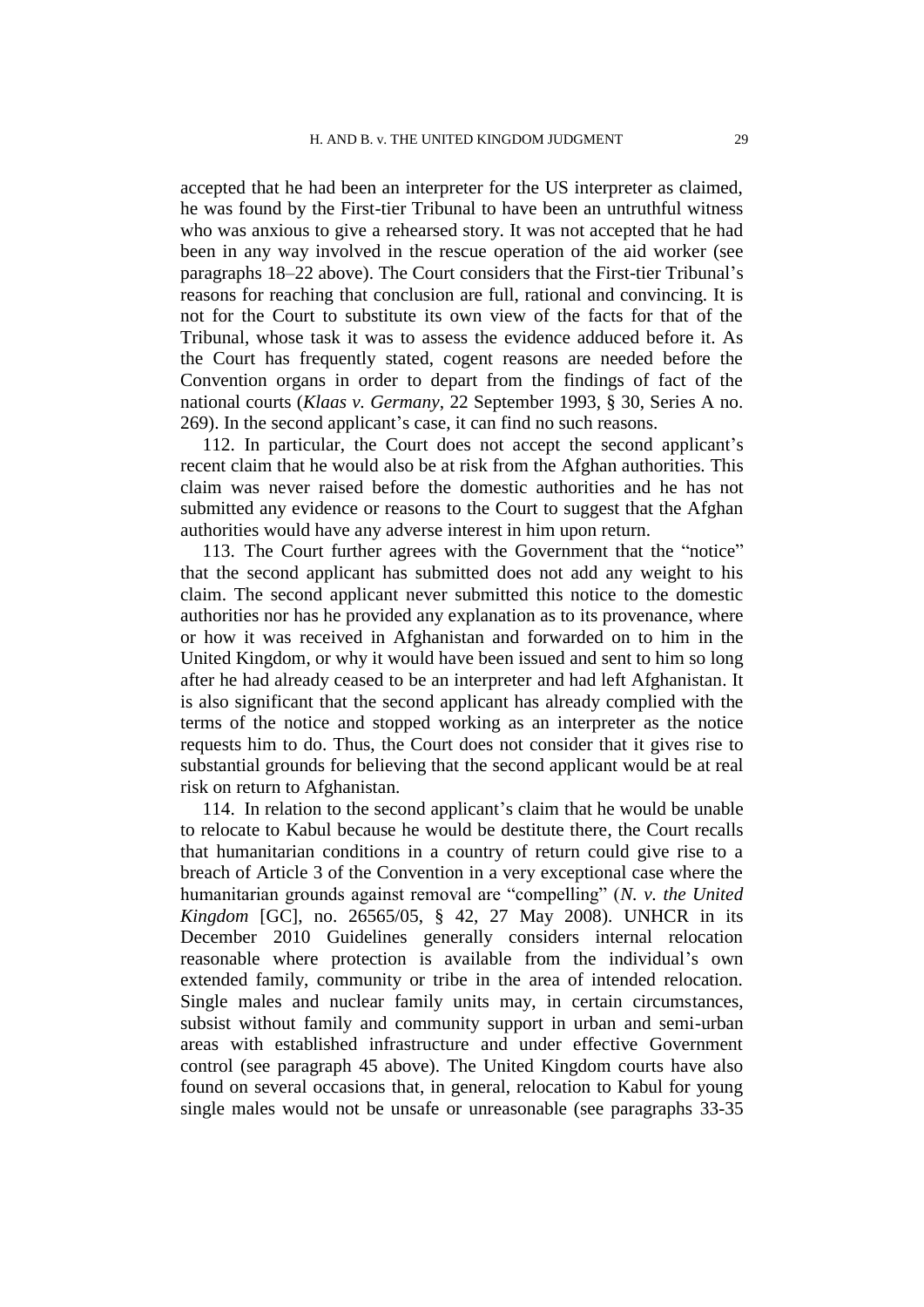accepted that he had been an interpreter for the US interpreter as claimed, he was found by the First-tier Tribunal to have been an untruthful witness who was anxious to give a rehearsed story. It was not accepted that he had been in any way involved in the rescue operation of the aid worker (see paragraphs 18–22 above). The Court considers that the First-tier Tribunal's reasons for reaching that conclusion are full, rational and convincing. It is not for the Court to substitute its own view of the facts for that of the Tribunal, whose task it was to assess the evidence adduced before it. As the Court has frequently stated, cogent reasons are needed before the Convention organs in order to depart from the findings of fact of the national courts (*Klaas v. Germany*, 22 September 1993, § 30, Series A no. 269). In the second applicant's case, it can find no such reasons.

112. In particular, the Court does not accept the second applicant's recent claim that he would also be at risk from the Afghan authorities. This claim was never raised before the domestic authorities and he has not submitted any evidence or reasons to the Court to suggest that the Afghan authorities would have any adverse interest in him upon return.

113. The Court further agrees with the Government that the "notice" that the second applicant has submitted does not add any weight to his claim. The second applicant never submitted this notice to the domestic authorities nor has he provided any explanation as to its provenance, where or how it was received in Afghanistan and forwarded on to him in the United Kingdom, or why it would have been issued and sent to him so long after he had already ceased to be an interpreter and had left Afghanistan. It is also significant that the second applicant has already complied with the terms of the notice and stopped working as an interpreter as the notice requests him to do. Thus, the Court does not consider that it gives rise to substantial grounds for believing that the second applicant would be at real risk on return to Afghanistan.

114. In relation to the second applicant's claim that he would be unable to relocate to Kabul because he would be destitute there, the Court recalls that humanitarian conditions in a country of return could give rise to a breach of Article 3 of the Convention in a very exceptional case where the humanitarian grounds against removal are "compelling" (*N. v. the United Kingdom* [GC], no. 26565/05, § 42, 27 May 2008). UNHCR in its December 2010 Guidelines generally considers internal relocation reasonable where protection is available from the individual's own extended family, community or tribe in the area of intended relocation. Single males and nuclear family units may, in certain circumstances, subsist without family and community support in urban and semi-urban areas with established infrastructure and under effective Government control (see paragraph 45 above). The United Kingdom courts have also found on several occasions that, in general, relocation to Kabul for young single males would not be unsafe or unreasonable (see paragraphs 33-35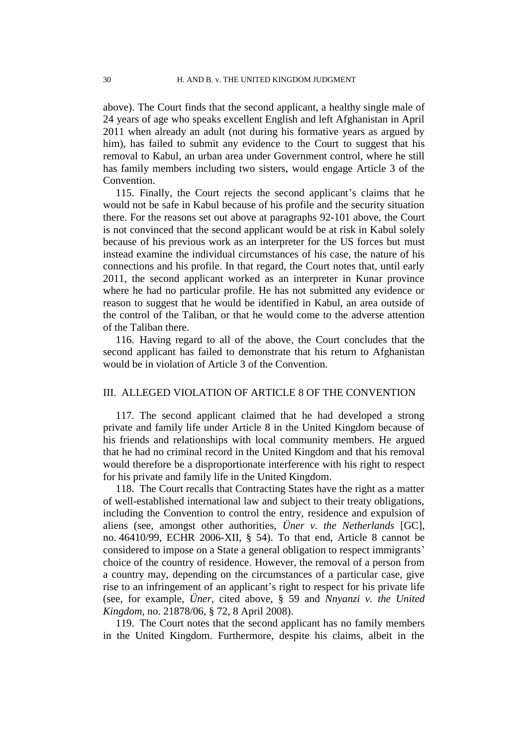above). The Court finds that the second applicant, a healthy single male of 24 years of age who speaks excellent English and left Afghanistan in April 2011 when already an adult (not during his formative years as argued by him), has failed to submit any evidence to the Court to suggest that his removal to Kabul, an urban area under Government control, where he still has family members including two sisters, would engage Article 3 of the Convention.

115. Finally, the Court rejects the second applicant's claims that he would not be safe in Kabul because of his profile and the security situation there. For the reasons set out above at paragraphs 92-101 above, the Court is not convinced that the second applicant would be at risk in Kabul solely because of his previous work as an interpreter for the US forces but must instead examine the individual circumstances of his case, the nature of his connections and his profile. In that regard, the Court notes that, until early 2011, the second applicant worked as an interpreter in Kunar province where he had no particular profile. He has not submitted any evidence or reason to suggest that he would be identified in Kabul, an area outside of the control of the Taliban, or that he would come to the adverse attention of the Taliban there.

116. Having regard to all of the above, the Court concludes that the second applicant has failed to demonstrate that his return to Afghanistan would be in violation of Article 3 of the Convention.

## III. ALLEGED VIOLATION OF ARTICLE 8 OF THE CONVENTION

117. The second applicant claimed that he had developed a strong private and family life under Article 8 in the United Kingdom because of his friends and relationships with local community members. He argued that he had no criminal record in the United Kingdom and that his removal would therefore be a disproportionate interference with his right to respect for his private and family life in the United Kingdom.

118. The Court recalls that Contracting States have the right as a matter of well-established international law and subject to their treaty obligations, including the Convention to control the entry, residence and expulsion of aliens (see, amongst other authorities, *Üner v. the Netherlands* [GC], no. 46410/99, ECHR 2006-XII, § 54). To that end, Article 8 cannot be considered to impose on a State a general obligation to respect immigrants' choice of the country of residence. However, the removal of a person from a country may, depending on the circumstances of a particular case, give rise to an infringement of an applicant's right to respect for his private life (see, for example, *Üner*, cited above, § 59 and *Nnyanzi v. the United Kingdom*, no. 21878/06, § 72, 8 April 2008).

119. The Court notes that the second applicant has no family members in the United Kingdom. Furthermore, despite his claims, albeit in the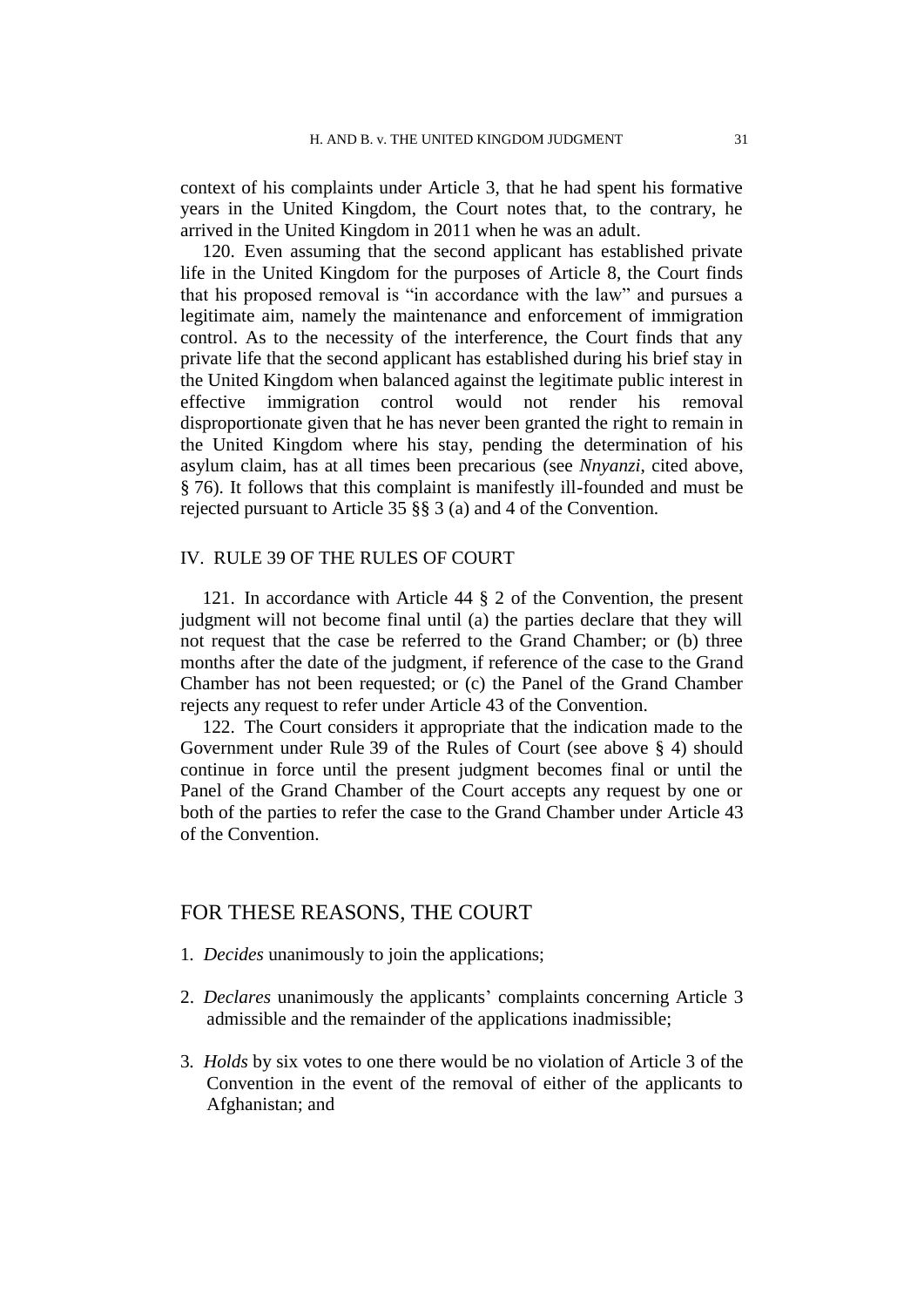context of his complaints under Article 3, that he had spent his formative years in the United Kingdom, the Court notes that, to the contrary, he arrived in the United Kingdom in 2011 when he was an adult.

120. Even assuming that the second applicant has established private life in the United Kingdom for the purposes of Article 8, the Court finds that his proposed removal is "in accordance with the law" and pursues a legitimate aim, namely the maintenance and enforcement of immigration control. As to the necessity of the interference, the Court finds that any private life that the second applicant has established during his brief stay in the United Kingdom when balanced against the legitimate public interest in effective immigration control would not render his removal disproportionate given that he has never been granted the right to remain in the United Kingdom where his stay, pending the determination of his asylum claim, has at all times been precarious (see *Nnyanzi*, cited above, § 76). It follows that this complaint is manifestly ill-founded and must be rejected pursuant to Article 35 §§ 3 (a) and 4 of the Convention.

## IV. RULE 39 OF THE RULES OF COURT

121. In accordance with Article 44 § 2 of the Convention, the present judgment will not become final until (a) the parties declare that they will not request that the case be referred to the Grand Chamber; or (b) three months after the date of the judgment, if reference of the case to the Grand Chamber has not been requested; or (c) the Panel of the Grand Chamber rejects any request to refer under Article 43 of the Convention.

122. The Court considers it appropriate that the indication made to the Government under Rule 39 of the Rules of Court (see above § 4) should continue in force until the present judgment becomes final or until the Panel of the Grand Chamber of the Court accepts any request by one or both of the parties to refer the case to the Grand Chamber under Article 43 of the Convention.

## FOR THESE REASONS, THE COURT

1. *Decides* unanimously to join the applications;

2. *Declares* unanimously the applicants' complaints concerning Article 3 admissible and the remainder of the applications inadmissible;

3. *Holds* by six votes to one there would be no violation of Article 3 of the Convention in the event of the removal of either of the applicants to Afghanistan; and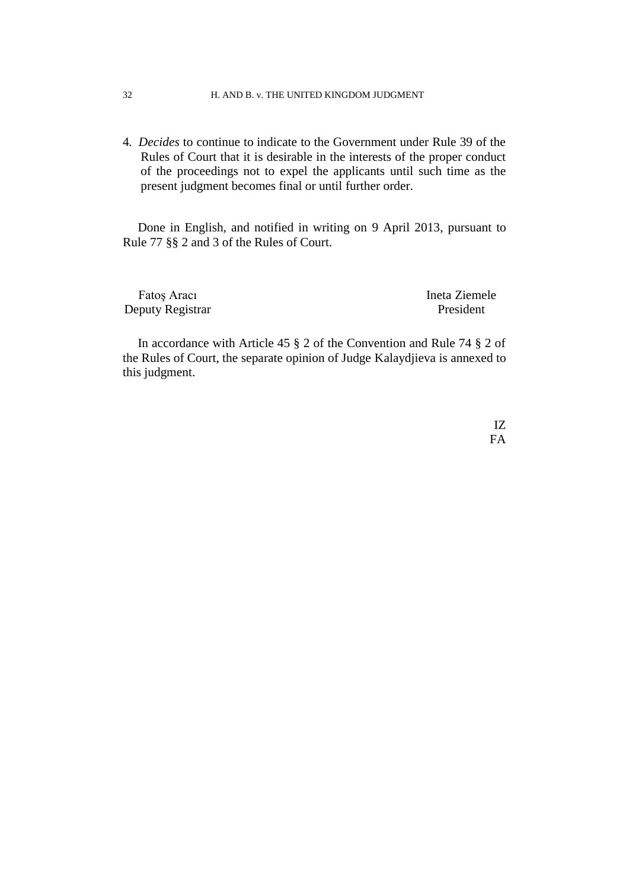4. *Decides* to continue to indicate to the Government under Rule 39 of the Rules of Court that it is desirable in the interests of the proper conduct of the proceedings not to expel the applicants until such time as the present judgment becomes final or until further order.

Done in English, and notified in writing on 9 April 2013, pursuant to Rule 77 §§ 2 and 3 of the Rules of Court.

| Fatoş Aracı | Ineta Ziemele |
|---|---|
| Deputy Registrar | President |

In accordance with Article 45 § 2 of the Convention and Rule 74 § 2 of the Rules of Court, the separate opinion of Judge Kalaydjieva is annexed to this judgment.

IZ
FA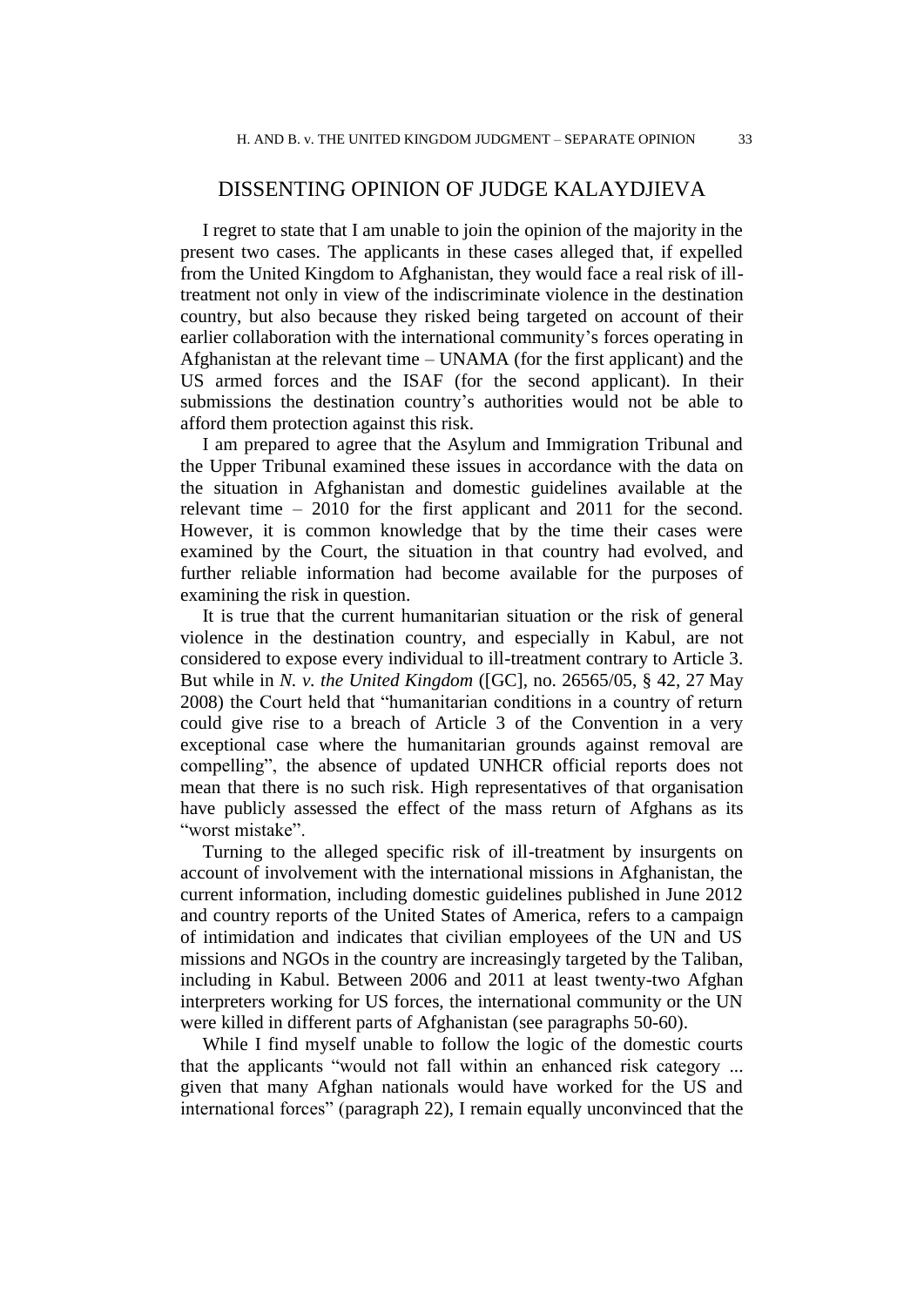## DISSENTING OPINION OF JUDGE KALAYDJIEVA

I regret to state that I am unable to join the opinion of the majority in the present two cases. The applicants in these cases alleged that, if expelled from the United Kingdom to Afghanistan, they would face a real risk of ill-treatment not only in view of the indiscriminate violence in the destination country, but also because they risked being targeted on account of their earlier collaboration with the international community's forces operating in Afghanistan at the relevant time – UNAMA (for the first applicant) and the US armed forces and the ISAF (for the second applicant). In their submissions the destination country's authorities would not be able to afford them protection against this risk.

I am prepared to agree that the Asylum and Immigration Tribunal and the Upper Tribunal examined these issues in accordance with the data on the situation in Afghanistan and domestic guidelines available at the relevant time – 2010 for the first applicant and 2011 for the second. However, it is common knowledge that by the time their cases were examined by the Court, the situation in that country had evolved, and further reliable information had become available for the purposes of examining the risk in question.

It is true that the current humanitarian situation or the risk of general violence in the destination country, and especially in Kabul, are not considered to expose every individual to ill-treatment contrary to Article 3. But while in *N. v. the United Kingdom* ([GC], no. 26565/05, § 42, 27 May 2008) the Court held that "humanitarian conditions in a country of return could give rise to a breach of Article 3 of the Convention in a very exceptional case where the humanitarian grounds against removal are compelling", the absence of updated UNHCR official reports does not mean that there is no such risk. High representatives of that organisation have publicly assessed the effect of the mass return of Afghans as its "worst mistake".

Turning to the alleged specific risk of ill-treatment by insurgents on account of involvement with the international missions in Afghanistan, the current information, including domestic guidelines published in June 2012 and country reports of the United States of America, refers to a campaign of intimidation and indicates that civilian employees of the UN and US missions and NGOs in the country are increasingly targeted by the Taliban, including in Kabul. Between 2006 and 2011 at least twenty-two Afghan interpreters working for US forces, the international community or the UN were killed in different parts of Afghanistan (see paragraphs 50-60).

While I find myself unable to follow the logic of the domestic courts that the applicants "would not fall within an enhanced risk category ... given that many Afghan nationals would have worked for the US and international forces" (paragraph 22), I remain equally unconvinced that the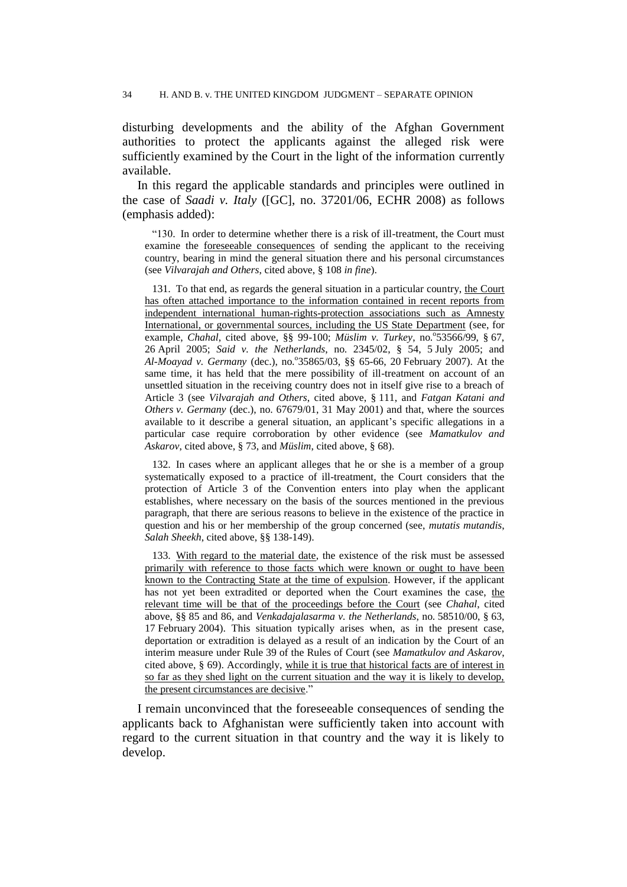disturbing developments and the ability of the Afghan Government authorities to protect the applicants against the alleged risk were sufficiently examined by the Court in the light of the information currently available.

In this regard the applicable standards and principles were outlined in the case of *Saadi v. Italy* ([GC], no. 37201/06, ECHR 2008) as follows (emphasis added):

> "130. In order to determine whether there is a risk of ill-treatment, the Court must examine the <u>foreseeable consequences</u> of sending the applicant to the receiving country, bearing in mind the general situation there and his personal circumstances (see *Vilvarajah and Others*, cited above, § 108 *in fine*).
>
> 131. To that end, as regards the general situation in a particular country, <u>the Court has often attached importance to the information contained in recent reports from independent international human-rights-protection associations such as Amnesty International, or governmental sources, including the US State Department</u> (see, for example, *Chahal*, cited above, §§ 99-100; *Müslim v. Turkey*, no. 53566/99, § 67, 26 April 2005; *Said v. the Netherlands*, no. 2345/02, § 54, 5 July 2005; and *Al-Moayad v. Germany* (dec.), no. 35865/03, §§ 65-66, 20 February 2007). At the same time, it has held that the mere possibility of ill-treatment on account of an unsettled situation in the receiving country does not in itself give rise to a breach of Article 3 (see *Vilvarajah and Others*, cited above, § 111, and *Fatgan Katani and Others v. Germany* (dec.), no. 67679/01, 31 May 2001) and that, where the sources available to it describe a general situation, an applicant's specific allegations in a particular case require corroboration by other evidence (see *Mamatkulov and Askarov*, cited above, § 73, and *Müslim*, cited above, § 68).
>
> 132. In cases where an applicant alleges that he or she is a member of a group systematically exposed to a practice of ill-treatment, the Court considers that the protection of Article 3 of the Convention enters into play when the applicant establishes, where necessary on the basis of the sources mentioned in the previous paragraph, that there are serious reasons to believe in the existence of the practice in question and his or her membership of the group concerned (see, *mutatis mutandis*, *Salah Sheekh*, cited above, §§ 138-149).
>
> 133. <u>With regard to the material date</u>, the existence of the risk must be assessed <u>primarily with reference to those facts which were known or ought to have been known to the Contracting State at the time of expulsion</u>. However, if the applicant has not yet been extradited or deported when the Court examines the case, <u>the relevant time will be that of the proceedings before the Court</u> (see *Chahal*, cited above, §§ 85 and 86, and *Venkadajalasarma v. the Netherlands*, no. 58510/00, § 63, 17 February 2004). This situation typically arises when, as in the present case, deportation or extradition is delayed as a result of an indication by the Court of an interim measure under Rule 39 of the Rules of Court (see *Mamatkulov and Askarov*, cited above, § 69). Accordingly, <u>while it is true that historical facts are of interest in so far as they shed light on the current situation and the way it is likely to develop, the present circumstances are decisive</u>."

I remain unconvinced that the foreseeable consequences of sending the applicants back to Afghanistan were sufficiently taken into account with regard to the current situation in that country and the way it is likely to develop.